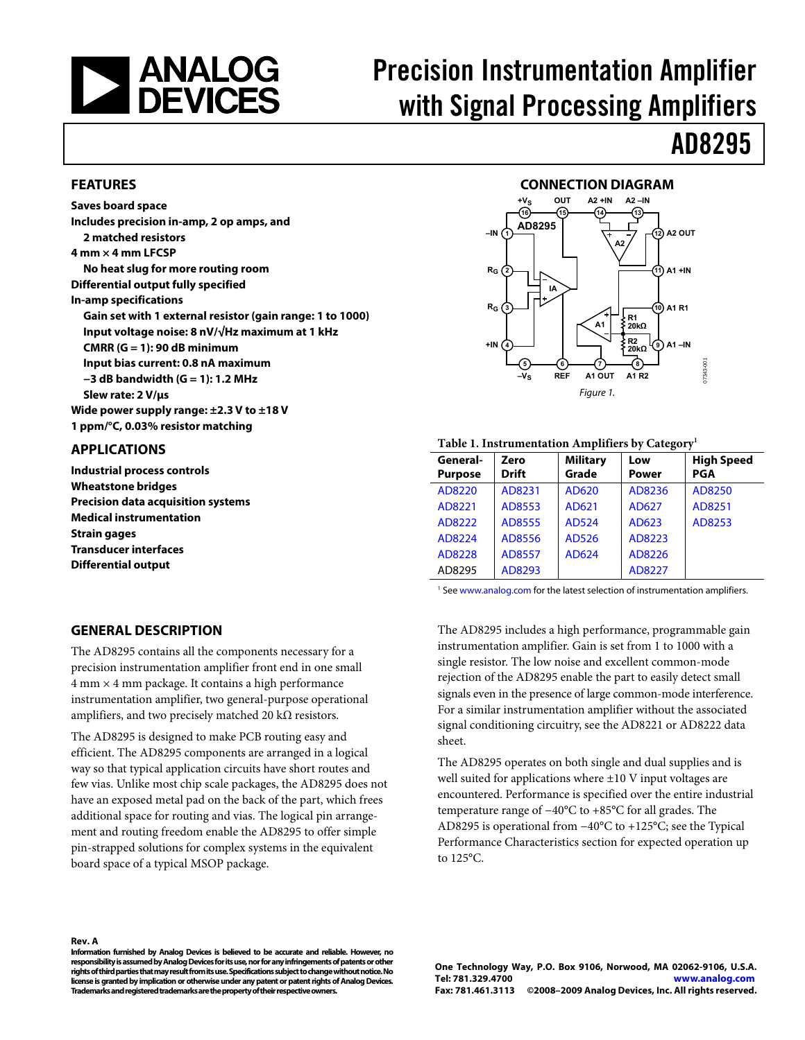# Precision Instrumentation Amplifier with Signal Processing Amplifiers

# AD8295

## FEATURES

**Saves board space**

**Includes precision in-amp, 2 op amps, and 2 matched resistors**

**4 mm × 4 mm LFCSP**

**No heat slug for more routing room**

**Differential output fully specified**

**In-amp specifications**

**Gain set with 1 external resistor (gain range: 1 to 1000)**

**Input voltage noise: 8 nV/√Hz maximum at 1 kHz**

**CMRR (G = 1): 90 dB minimum**

**Input bias current: 0.8 nA maximum**

**−3 dB bandwidth (G = 1): 1.2 MHz**

**Slew rate: 2 V/μs**

**Wide power supply range: ±2.3 V to ±18 V**

**1 ppm/°C, 0.03% resistor matching**

## APPLICATIONS

**Industrial process controls**
**Wheatstone bridges**
**Precision data acquisition systems**
**Medical instrumentation**
**Strain gages**
**Transducer interfaces**
**Differential output**

## CONNECTION DIAGRAM

+VS
OUT
A2 +IN
A2 –IN
16
15
14
13
AD8295
–IN 1
12 A2 OUT
A2
RG 2
11 A1 +IN
IA
RG 3
10 A1 R1
A1
R1 20kΩ
R2 20kΩ
+IN 4
9 A1 –IN
5
6
7
8
–VS
REF
A1 OUT
A1 R2
07343-001

*Figure 1.*

**Table 1. Instrumentation Amplifiers by Category[1]**

| General-Purpose | Zero Drift | Military Grade | Low Power | High Speed PGA |
|---|---|---|---|---|
| AD8220 | AD8231 | AD620 | AD8236 | AD8250 |
| AD8221 | AD8553 | AD621 | AD627 | AD8251 |
| AD8222 | AD8555 | AD524 | AD623 | AD8253 |
| AD8224 | AD8556 | AD526 | AD8223 | |
| AD8228 | AD8557 | AD624 | AD8226 | |
| AD8295 | AD8293 | | AD8227 | |

[1] See www.analog.com for the latest selection of instrumentation amplifiers.

## GENERAL DESCRIPTION

The AD8295 contains all the components necessary for a precision instrumentation amplifier front end in one small 4 mm × 4 mm package. It contains a high performance instrumentation amplifier, two general-purpose operational amplifiers, and two precisely matched 20 kΩ resistors.

The AD8295 is designed to make PCB routing easy and efficient. The AD8295 components are arranged in a logical way so that typical application circuits have short routes and few vias. Unlike most chip scale packages, the AD8295 does not have an exposed metal pad on the back of the part, which frees additional space for routing and vias. The logical pin arrangement and routing freedom enable the AD8295 to offer simple pin-strapped solutions for complex systems in the equivalent board space of a typical MSOP package.

The AD8295 includes a high performance, programmable gain instrumentation amplifier. Gain is set from 1 to 1000 with a single resistor. The low noise and excellent common-mode rejection of the AD8295 enable the part to easily detect small signals even in the presence of large common-mode interference. For a similar instrumentation amplifier without the associated signal conditioning circuitry, see the AD8221 or AD8222 data sheet.

The AD8295 operates on both single and dual supplies and is well suited for applications where ±10 V input voltages are encountered. Performance is specified over the entire industrial temperature range of −40°C to +85°C for all grades. The AD8295 is operational from −40°C to +125°C; see the Typical Performance Characteristics section for expected operation up to 125°C.

**Rev. A**

**Information furnished by Analog Devices is believed to be accurate and reliable. However, no responsibility is assumed by Analog Devices for its use, nor for any infringements of patents or other rights of third parties that may result from its use. Specifications subject to change without notice. No license is granted by implication or otherwise under any patent or patent rights of Analog Devices. Trademarks and registered trademarks are the property of their respective owners.**

**One Technology Way, P.O. Box 9106, Norwood, MA 02062-9106, U.S.A.**
**Tel: 781.329.4700 www.analog.com**
**Fax: 781.461.3113 ©2008–2009 Analog Devices, Inc. All rights reserved.**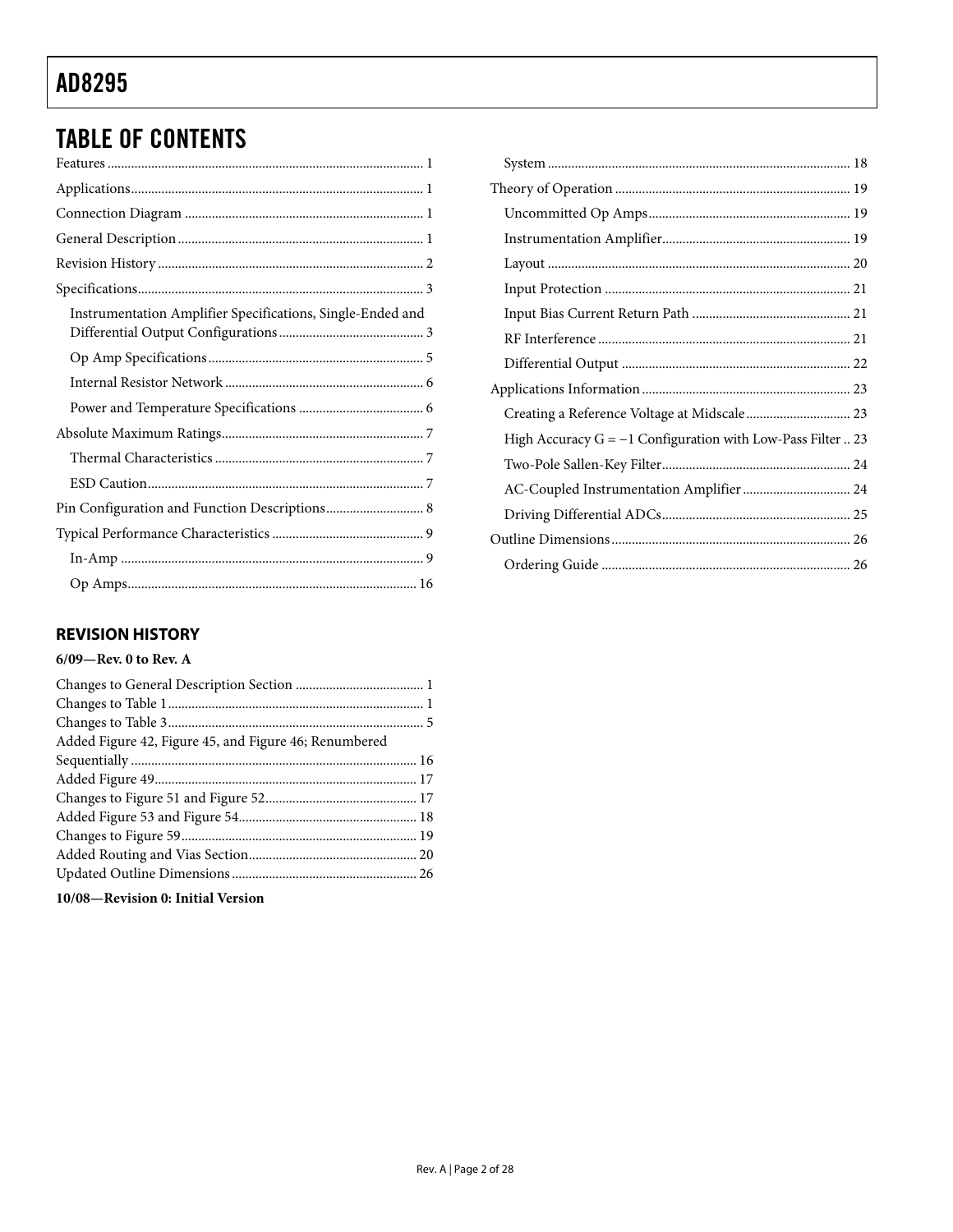## TABLE OF CONTENTS

Features ... 1
Applications ... 1
Connection Diagram ... 1
General Description ... 1
Revision History ... 2
Specifications ... 3
  Instrumentation Amplifier Specifications, Single-Ended and Differential Output Configurations ... 3
  Op Amp Specifications ... 5
  Internal Resistor Network ... 6
  Power and Temperature Specifications ... 6
Absolute Maximum Ratings ... 7
  Thermal Characteristics ... 7
  ESD Caution ... 7
Pin Configuration and Function Descriptions ... 8
Typical Performance Characteristics ... 9
  In-Amp ... 9
  Op Amps ... 16
  System ... 18
Theory of Operation ... 19
  Uncommitted Op Amps ... 19
  Instrumentation Amplifier ... 19
  Layout ... 20
  Input Protection ... 21
  Input Bias Current Return Path ... 21
  RF Interference ... 21
  Differential Output ... 22
Applications Information ... 23
  Creating a Reference Voltage at Midscale ... 23
  High Accuracy G = −1 Configuration with Low-Pass Filter ... 23
  Two-Pole Sallen-Key Filter ... 24
  AC-Coupled Instrumentation Amplifier ... 24
  Driving Differential ADCs ... 25
Outline Dimensions ... 26
  Ordering Guide ... 26

### REVISION HISTORY

**6/09—Rev. 0 to Rev. A**

Changes to General Description Section ... 1
Changes to Table 1 ... 1
Changes to Table 3 ... 5
Added Figure 42, Figure 45, and Figure 46; Renumbered Sequentially ... 16
Added Figure 49 ... 17
Changes to Figure 51 and Figure 52 ... 17
Added Figure 53 and Figure 54 ... 18
Changes to Figure 59 ... 19
Added Routing and Vias Section ... 20
Updated Outline Dimensions ... 26

**10/08—Revision 0: Initial Version**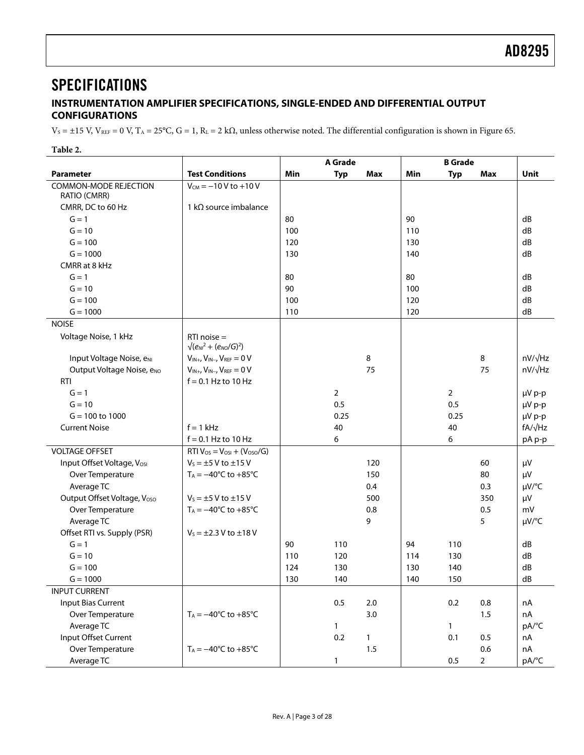## SPECIFICATIONS

### INSTRUMENTATION AMPLIFIER SPECIFICATIONS, SINGLE-ENDED AND DIFFERENTIAL OUTPUT CONFIGURATIONS

$V_S$ = ±15 V, $V_{REF}$ = 0 V, $T_A$ = 25°C, G = 1, $R_L$ = 2 kΩ, unless otherwise noted. The differential configuration is shown in Figure 65.

**Table 2.**

| | | A Grade | | | B Grade | | | |
|---|---|---|---|---|---|---|---|---|
| **Parameter** | **Test Conditions** | **Min** | **Typ** | **Max** | **Min** | **Typ** | **Max** | **Unit** |
| COMMON-MODE REJECTION RATIO (CMRR) | $V_{CM}$ = −10 V to +10 V | | | | | | | |
| CMRR, DC to 60 Hz | 1 kΩ source imbalance | | | | | | | |
| G = 1 | | 80 | | | 90 | | | dB |
| G = 10 | | 100 | | | 110 | | | dB |
| G = 100 | | 120 | | | 130 | | | dB |
| G = 1000 | | 130 | | | 140 | | | dB |
| CMRR at 8 kHz | | | | | | | | |
| G = 1 | | 80 | | | 80 | | | dB |
| G = 10 | | 90 | | | 100 | | | dB |
| G = 100 | | 100 | | | 120 | | | dB |
| G = 1000 | | 110 | | | 120 | | | dB |
| NOISE | | | | | | | | |
| Voltage Noise, 1 kHz | RTI noise = $\sqrt{(e_{NI}^2 + (e_{NO}/G)^2)}$ | | | | | | | |
| Input Voltage Noise, $e_{NI}$ | $V_{IN+}$, $V_{IN-}$, $V_{REF}$ = 0 V | | | 8 | | | 8 | nV/√Hz |
| Output Voltage Noise, $e_{NO}$ | $V_{IN+}$, $V_{IN-}$, $V_{REF}$ = 0 V | | | 75 | | | 75 | nV/√Hz |
| RTI | f = 0.1 Hz to 10 Hz | | | | | | | |
| G = 1 | | | 2 | | | 2 | | μV p-p |
| G = 10 | | | 0.5 | | | 0.5 | | μV p-p |
| G = 100 to 1000 | | | 0.25 | | | 0.25 | | μV p-p |
| Current Noise | f = 1 kHz | | 40 | | | 40 | | fA/√Hz |
| | f = 0.1 Hz to 10 Hz | | 6 | | | 6 | | pA p-p |
| VOLTAGE OFFSET | RTI $V_{OS} = V_{OSI} + (V_{OSO}/G)$ | | | | | | | |
| Input Offset Voltage, $V_{OSI}$ | $V_S$ = ±5 V to ±15 V | | | 120 | | | 60 | μV |
| Over Temperature | $T_A$ = −40°C to +85°C | | | 150 | | | 80 | μV |
| Average TC | | | | 0.4 | | | 0.3 | μV/°C |
| Output Offset Voltage, $V_{OSO}$ | $V_S$ = ±5 V to ±15 V | | | 500 | | | 350 | μV |
| Over Temperature | $T_A$ = −40°C to +85°C | | | 0.8 | | | 0.5 | mV |
| Average TC | | | | 9 | | | 5 | μV/°C |
| Offset RTI vs. Supply (PSR) | $V_S$ = ±2.3 V to ±18 V | | | | | | | |
| G = 1 | | 90 | 110 | | 94 | 110 | | dB |
| G = 10 | | 110 | 120 | | 114 | 130 | | dB |
| G = 100 | | 124 | 130 | | 130 | 140 | | dB |
| G = 1000 | | 130 | 140 | | 140 | 150 | | dB |
| INPUT CURRENT | | | | | | | | |
| Input Bias Current | | | 0.5 | 2.0 | | 0.2 | 0.8 | nA |
| Over Temperature | $T_A$ = −40°C to +85°C | | | 3.0 | | | 1.5 | nA |
| Average TC | | | 1 | | | 1 | | pA/°C |
| Input Offset Current | | | 0.2 | 1 | | 0.1 | 0.5 | nA |
| Over Temperature | $T_A$ = −40°C to +85°C | | | 1.5 | | | 0.6 | nA |
| Average TC | | | 1 | | | 0.5 | 2 | pA/°C |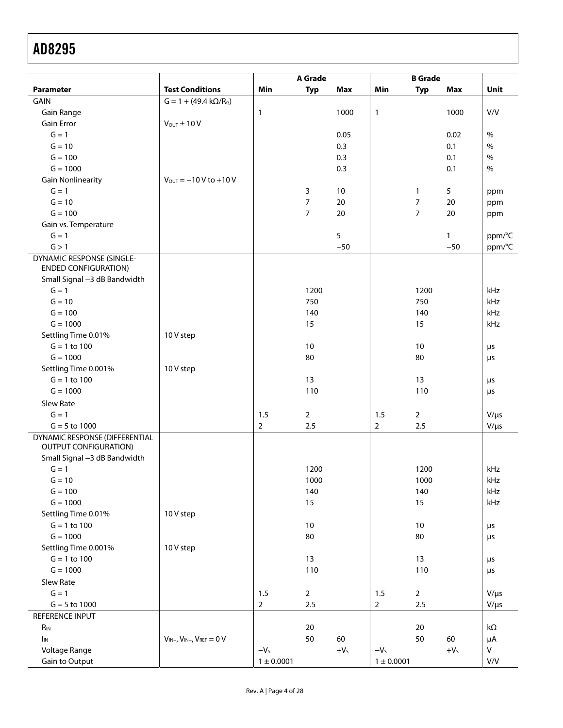| Parameter | Test Conditions | A Grade | | | B Grade | | | Unit |
|---|---|---|---|---|---|---|---|---|
| | | Min | Typ | Max | Min | Typ | Max | |
| GAIN | $G = 1 + (49.4\ k\Omega/R_G)$ | | | | | | | |
| Gain Range | | 1 | | 1000 | 1 | | 1000 | V/V |
| Gain Error | $V_{OUT} \pm 10$ V | | | | | | | |
| G = 1 | | | | 0.05 | | | 0.02 | % |
| G = 10 | | | | 0.3 | | | 0.1 | % |
| G = 100 | | | | 0.3 | | | 0.1 | % |
| G = 1000 | | | | 0.3 | | | 0.1 | % |
| Gain Nonlinearity | $V_{OUT} = -10$ V to $+10$ V | | | | | | | |
| G = 1 | | | 3 | 10 | | 1 | 5 | ppm |
| G = 10 | | | 7 | 20 | | 7 | 20 | ppm |
| G = 100 | | | 7 | 20 | | 7 | 20 | ppm |
| Gain vs. Temperature | | | | | | | | |
| G = 1 | | | | 5 | | | 1 | ppm/°C |
| G > 1 | | | | −50 | | | −50 | ppm/°C |
| DYNAMIC RESPONSE (SINGLE-ENDED CONFIGURATION) | | | | | | | | |
| Small Signal −3 dB Bandwidth | | | | | | | | |
| G = 1 | | | 1200 | | | 1200 | | kHz |
| G = 10 | | | 750 | | | 750 | | kHz |
| G = 100 | | | 140 | | | 140 | | kHz |
| G = 1000 | | | 15 | | | 15 | | kHz |
| Settling Time 0.01% | 10 V step | | | | | | | |
| G = 1 to 100 | | | 10 | | | 10 | | µs |
| G = 1000 | | | 80 | | | 80 | | µs |
| Settling Time 0.001% | 10 V step | | | | | | | |
| G = 1 to 100 | | | 13 | | | 13 | | µs |
| G = 1000 | | | 110 | | | 110 | | µs |
| Slew Rate | | | | | | | | |
| G = 1 | | 1.5 | 2 | | 1.5 | 2 | | V/µs |
| G = 5 to 1000 | | 2 | 2.5 | | 2 | 2.5 | | V/µs |
| DYNAMIC RESPONSE (DIFFERENTIAL OUTPUT CONFIGURATION) | | | | | | | | |
| Small Signal −3 dB Bandwidth | | | | | | | | |
| G = 1 | | | 1200 | | | 1200 | | kHz |
| G = 10 | | | 1000 | | | 1000 | | kHz |
| G = 100 | | | 140 | | | 140 | | kHz |
| G = 1000 | | | 15 | | | 15 | | kHz |
| Settling Time 0.01% | 10 V step | | | | | | | |
| G = 1 to 100 | | | 10 | | | 10 | | µs |
| G = 1000 | | | 80 | | | 80 | | µs |
| Settling Time 0.001% | 10 V step | | | | | | | |
| G = 1 to 100 | | | 13 | | | 13 | | µs |
| G = 1000 | | | 110 | | | 110 | | µs |
| Slew Rate | | | | | | | | |
| G = 1 | | 1.5 | 2 | | 1.5 | 2 | | V/µs |
| G = 5 to 1000 | | 2 | 2.5 | | 2 | 2.5 | | V/µs |
| REFERENCE INPUT | | | | | | | | |
| $R_{IN}$ | | | 20 | | | 20 | | kΩ |
| $I_{IN}$ | $V_{IN+}, V_{IN-}, V_{REF} = 0$ V | | 50 | 60 | | 50 | 60 | µA |
| Voltage Range | | $-V_S$ | | $+V_S$ | $-V_S$ | | $+V_S$ | V |
| Gain to Output | | 1 ± 0.0001 | | | 1 ± 0.0001 | | | V/V |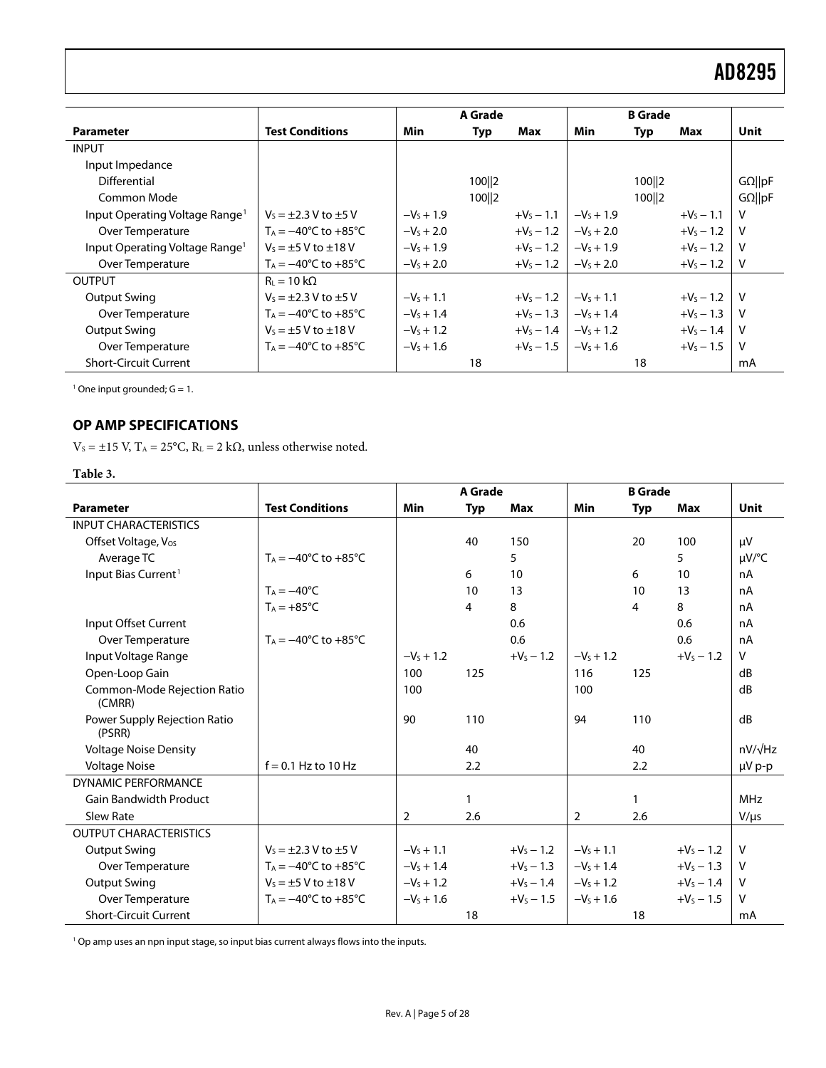| | | A Grade | | | B Grade | | | |
|---|---|---|---|---|---|---|---|---|
| **Parameter** | **Test Conditions** | **Min** | **Typ** | **Max** | **Min** | **Typ** | **Max** | **Unit** |
| INPUT | | | | | | | | |
| Input Impedance | | | | | | | | |
| Differential | | | 100‖2 | | | 100‖2 | | GΩ‖pF |
| Common Mode | | | 100‖2 | | | 100‖2 | | GΩ‖pF |
| Input Operating Voltage Range[1] | $V_S$ = ±2.3 V to ±5 V | $-V_S + 1.9$ | | $+V_S - 1.1$ | $-V_S + 1.9$ | | $+V_S - 1.1$ | V |
| Over Temperature | $T_A$ = −40°C to +85°C | $-V_S + 2.0$ | | $+V_S - 1.2$ | $-V_S + 2.0$ | | $+V_S - 1.2$ | V |
| Input Operating Voltage Range[1] | $V_S$ = ±5 V to ±18 V | $-V_S + 1.9$ | | $+V_S - 1.2$ | $-V_S + 1.9$ | | $+V_S - 1.2$ | V |
| Over Temperature | $T_A$ = −40°C to +85°C | $-V_S + 2.0$ | | $+V_S - 1.2$ | $-V_S + 2.0$ | | $+V_S - 1.2$ | V |
| OUTPUT | $R_L$ = 10 kΩ | | | | | | | |
| Output Swing | $V_S$ = ±2.3 V to ±5 V | $-V_S + 1.1$ | | $+V_S - 1.2$ | $-V_S + 1.1$ | | $+V_S - 1.2$ | V |
| Over Temperature | $T_A$ = −40°C to +85°C | $-V_S + 1.4$ | | $+V_S - 1.3$ | $-V_S + 1.4$ | | $+V_S - 1.3$ | V |
| Output Swing | $V_S$ = ±5 V to ±18 V | $-V_S + 1.2$ | | $+V_S - 1.4$ | $-V_S + 1.2$ | | $+V_S - 1.4$ | V |
| Over Temperature | $T_A$ = −40°C to +85°C | $-V_S + 1.6$ | | $+V_S - 1.5$ | $-V_S + 1.6$ | | $+V_S - 1.5$ | V |
| Short-Circuit Current | | | 18 | | | 18 | | mA |

[1] One input grounded; G = 1.

## OP AMP SPECIFICATIONS

$V_S$ = ±15 V, $T_A$ = 25°C, $R_L$ = 2 kΩ, unless otherwise noted.

**Table 3.**

| | | A Grade | | | B Grade | | | |
|---|---|---|---|---|---|---|---|---|
| **Parameter** | **Test Conditions** | **Min** | **Typ** | **Max** | **Min** | **Typ** | **Max** | **Unit** |
| INPUT CHARACTERISTICS | | | | | | | | |
| Offset Voltage, $V_{OS}$ | | | 40 | 150 | | 20 | 100 | µV |
| Average TC | $T_A$ = −40°C to +85°C | | | 5 | | | 5 | µV/°C |
| Input Bias Current[1] | | | 6 | 10 | | 6 | 10 | nA |
| | $T_A$ = −40°C | | 10 | 13 | | 10 | 13 | nA |
| | $T_A$ = +85°C | | 4 | 8 | | 4 | 8 | nA |
| Input Offset Current | | | | 0.6 | | | 0.6 | nA |
| Over Temperature | $T_A$ = −40°C to +85°C | | | 0.6 | | | 0.6 | nA |
| Input Voltage Range | | $-V_S + 1.2$ | | $+V_S - 1.2$ | $-V_S + 1.2$ | | $+V_S - 1.2$ | V |
| Open-Loop Gain | | 100 | 125 | | 116 | 125 | | dB |
| Common-Mode Rejection Ratio (CMRR) | | 100 | | | 100 | | | dB |
| Power Supply Rejection Ratio (PSRR) | | 90 | 110 | | 94 | 110 | | dB |
| Voltage Noise Density | | | 40 | | | 40 | | nV/√Hz |
| Voltage Noise | f = 0.1 Hz to 10 Hz | | 2.2 | | | 2.2 | | µV p-p |
| DYNAMIC PERFORMANCE | | | | | | | | |
| Gain Bandwidth Product | | | 1 | | | 1 | | MHz |
| Slew Rate | | 2 | 2.6 | | 2 | 2.6 | | V/µs |
| OUTPUT CHARACTERISTICS | | | | | | | | |
| Output Swing | $V_S$ = ±2.3 V to ±5 V | $-V_S + 1.1$ | | $+V_S - 1.2$ | $-V_S + 1.1$ | | $+V_S - 1.2$ | V |
| Over Temperature | $T_A$ = −40°C to +85°C | $-V_S + 1.4$ | | $+V_S - 1.3$ | $-V_S + 1.4$ | | $+V_S - 1.3$ | V |
| Output Swing | $V_S$ = ±5 V to ±18 V | $-V_S + 1.2$ | | $+V_S - 1.4$ | $-V_S + 1.2$ | | $+V_S - 1.4$ | V |
| Over Temperature | $T_A$ = −40°C to +85°C | $-V_S + 1.6$ | | $+V_S - 1.5$ | $-V_S + 1.6$ | | $+V_S - 1.5$ | V |
| Short-Circuit Current | | | 18 | | | 18 | | mA |

[1] Op amp uses an npn input stage, so input bias current always flows into the inputs.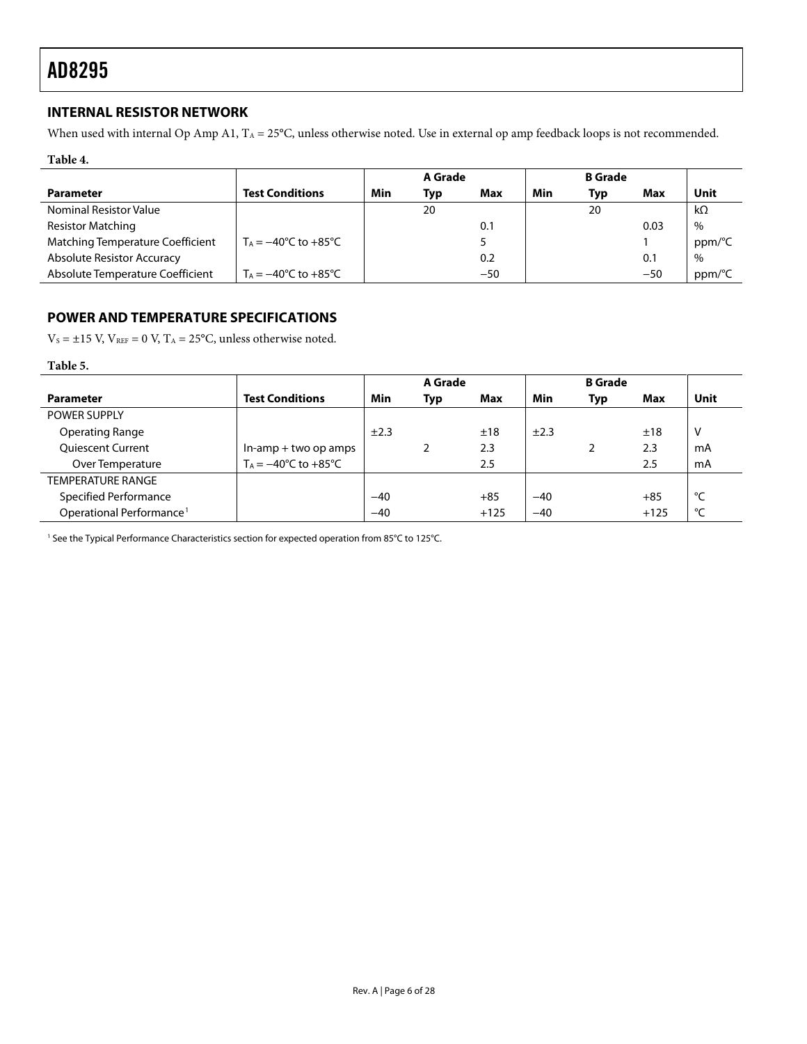## INTERNAL RESISTOR NETWORK

When used with internal Op Amp A1, $T_A$ = 25°C, unless otherwise noted. Use in external op amp feedback loops is not recommended.

**Table 4.**

| | | A Grade | | | B Grade | | | |
|---|---|---|---|---|---|---|---|---|
| **Parameter** | **Test Conditions** | **Min** | **Typ** | **Max** | **Min** | **Typ** | **Max** | **Unit** |
| Nominal Resistor Value | | | 20 | | | 20 | | kΩ |
| Resistor Matching | | | | 0.1 | | | 0.03 | % |
| Matching Temperature Coefficient | $T_A$ = −40°C to +85°C | | | 5 | | | 1 | ppm/°C |
| Absolute Resistor Accuracy | | | | 0.2 | | | 0.1 | % |
| Absolute Temperature Coefficient | $T_A$ = −40°C to +85°C | | | −50 | | | −50 | ppm/°C |

## POWER AND TEMPERATURE SPECIFICATIONS

$V_S$ = ±15 V, $V_{REF}$ = 0 V, $T_A$ = 25°C, unless otherwise noted.

**Table 5.**

| | | A Grade | | | B Grade | | | |
|---|---|---|---|---|---|---|---|---|
| **Parameter** | **Test Conditions** | **Min** | **Typ** | **Max** | **Min** | **Typ** | **Max** | **Unit** |
| POWER SUPPLY | | | | | | | | |
| Operating Range | | ±2.3 | | ±18 | ±2.3 | | ±18 | V |
| Quiescent Current | In-amp + two op amps | | 2 | 2.3 | | 2 | 2.3 | mA |
| Over Temperature | $T_A$ = −40°C to +85°C | | | 2.5 | | | 2.5 | mA |
| TEMPERATURE RANGE | | | | | | | | |
| Specified Performance | | −40 | | +85 | −40 | | +85 | °C |
| Operational Performance[1] | | −40 | | +125 | −40 | | +125 | °C |

[1] See the Typical Performance Characteristics section for expected operation from 85°C to 125°C.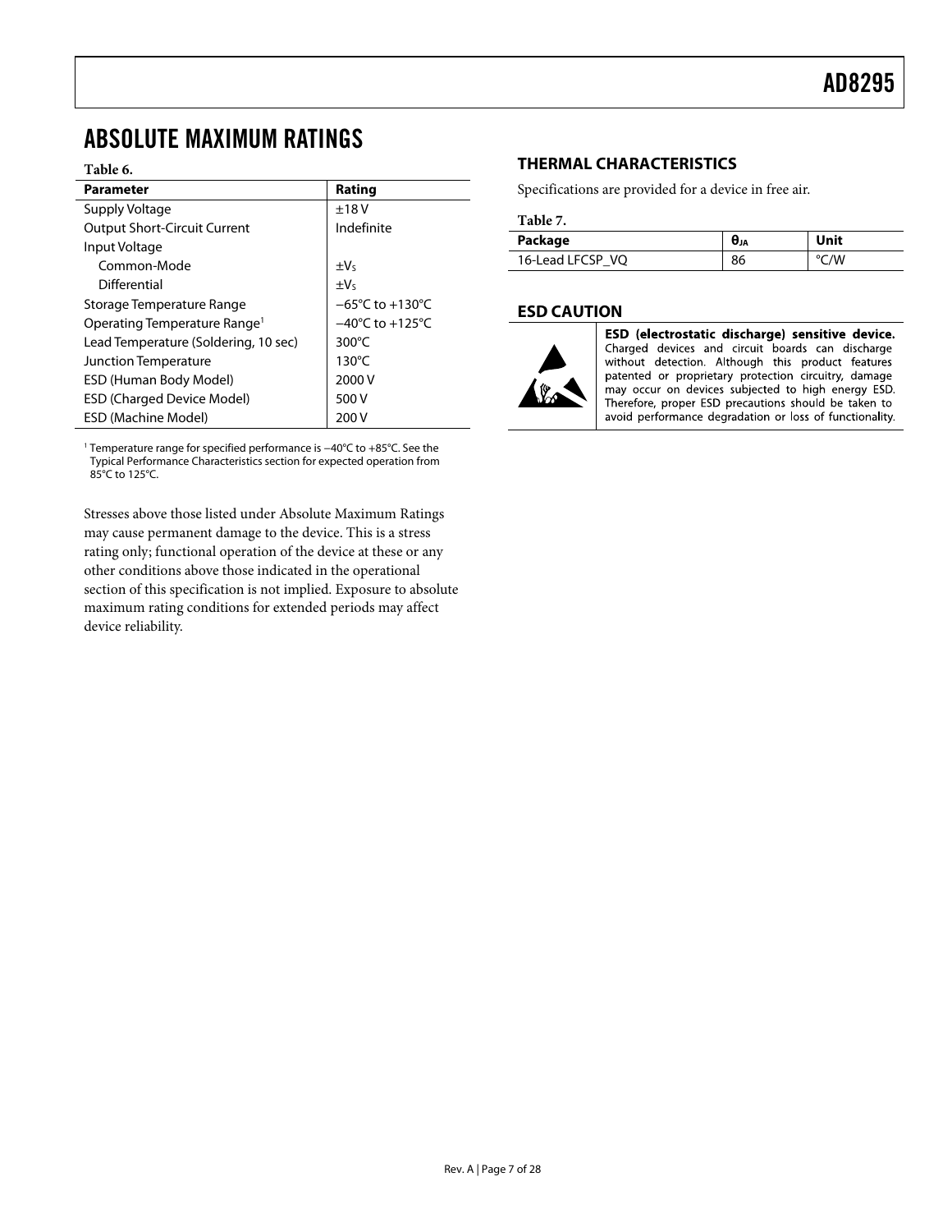# ABSOLUTE MAXIMUM RATINGS

**Table 6.**

| Parameter | Rating |
|---|---|
| Supply Voltage | ±18 V |
| Output Short-Circuit Current | Indefinite |
| Input Voltage | |
| Common-Mode | $\pm V_S$ |
| Differential | $\pm V_S$ |
| Storage Temperature Range | −65°C to +130°C |
| Operating Temperature Range[1] | −40°C to +125°C |
| Lead Temperature (Soldering, 10 sec) | 300°C |
| Junction Temperature | 130°C |
| ESD (Human Body Model) | 2000 V |
| ESD (Charged Device Model) | 500 V |
| ESD (Machine Model) | 200 V |

[1] Temperature range for specified performance is −40°C to +85°C. See the Typical Performance Characteristics section for expected operation from 85°C to 125°C.

Stresses above those listed under Absolute Maximum Ratings may cause permanent damage to the device. This is a stress rating only; functional operation of the device at these or any other conditions above those indicated in the operational section of this specification is not implied. Exposure to absolute maximum rating conditions for extended periods may affect device reliability.

## THERMAL CHARACTERISTICS

Specifications are provided for a device in free air.

**Table 7.**

| Package | $\theta_{JA}$ | Unit |
|---|---|---|
| 16-Lead LFCSP_VQ | 86 | °C/W |

## ESD CAUTION

**ESD (electrostatic discharge) sensitive device.** Charged devices and circuit boards can discharge without detection. Although this product features patented or proprietary protection circuitry, damage may occur on devices subjected to high energy ESD. Therefore, proper ESD precautions should be taken to avoid performance degradation or loss of functionality.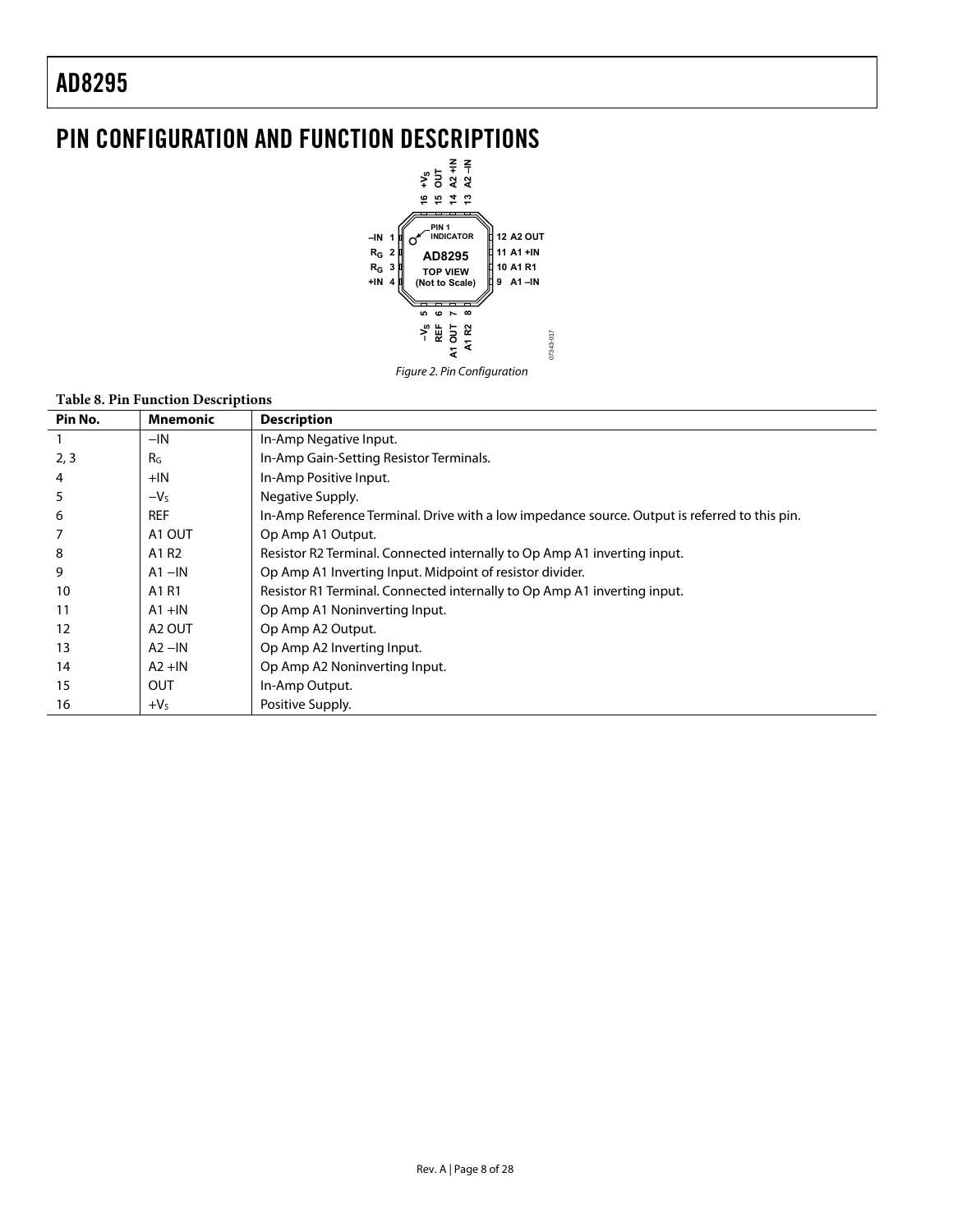## PIN CONFIGURATION AND FUNCTION DESCRIPTIONS

–IN 1
$R_G$ 2
$R_G$ 3
+IN 4
$–V_S$ 5
REF 6
A1 OUT 7
A1 R2 8
9 A1 –IN
10 A1 R1
11 A1 +IN
12 A2 OUT
13 A2 –IN
14 A2 +IN
15 OUT
16 $+V_S$
PIN 1 INDICATOR
AD8295
TOP VIEW
(Not to Scale)
07343-017

*Figure 2. Pin Configuration*

**Table 8. Pin Function Descriptions**

| Pin No. | Mnemonic | Description |
|---|---|---|
| 1 | −IN | In-Amp Negative Input. |
| 2, 3 | $R_G$ | In-Amp Gain-Setting Resistor Terminals. |
| 4 | +IN | In-Amp Positive Input. |
| 5 | $−V_S$ | Negative Supply. |
| 6 | REF | In-Amp Reference Terminal. Drive with a low impedance source. Output is referred to this pin. |
| 7 | A1 OUT | Op Amp A1 Output. |
| 8 | A1 R2 | Resistor R2 Terminal. Connected internally to Op Amp A1 inverting input. |
| 9 | A1 −IN | Op Amp A1 Inverting Input. Midpoint of resistor divider. |
| 10 | A1 R1 | Resistor R1 Terminal. Connected internally to Op Amp A1 inverting input. |
| 11 | A1 +IN | Op Amp A1 Noninverting Input. |
| 12 | A2 OUT | Op Amp A2 Output. |
| 13 | A2 −IN | Op Amp A2 Inverting Input. |
| 14 | A2 +IN | Op Amp A2 Noninverting Input. |
| 15 | OUT | In-Amp Output. |
| 16 | $+V_S$ | Positive Supply. |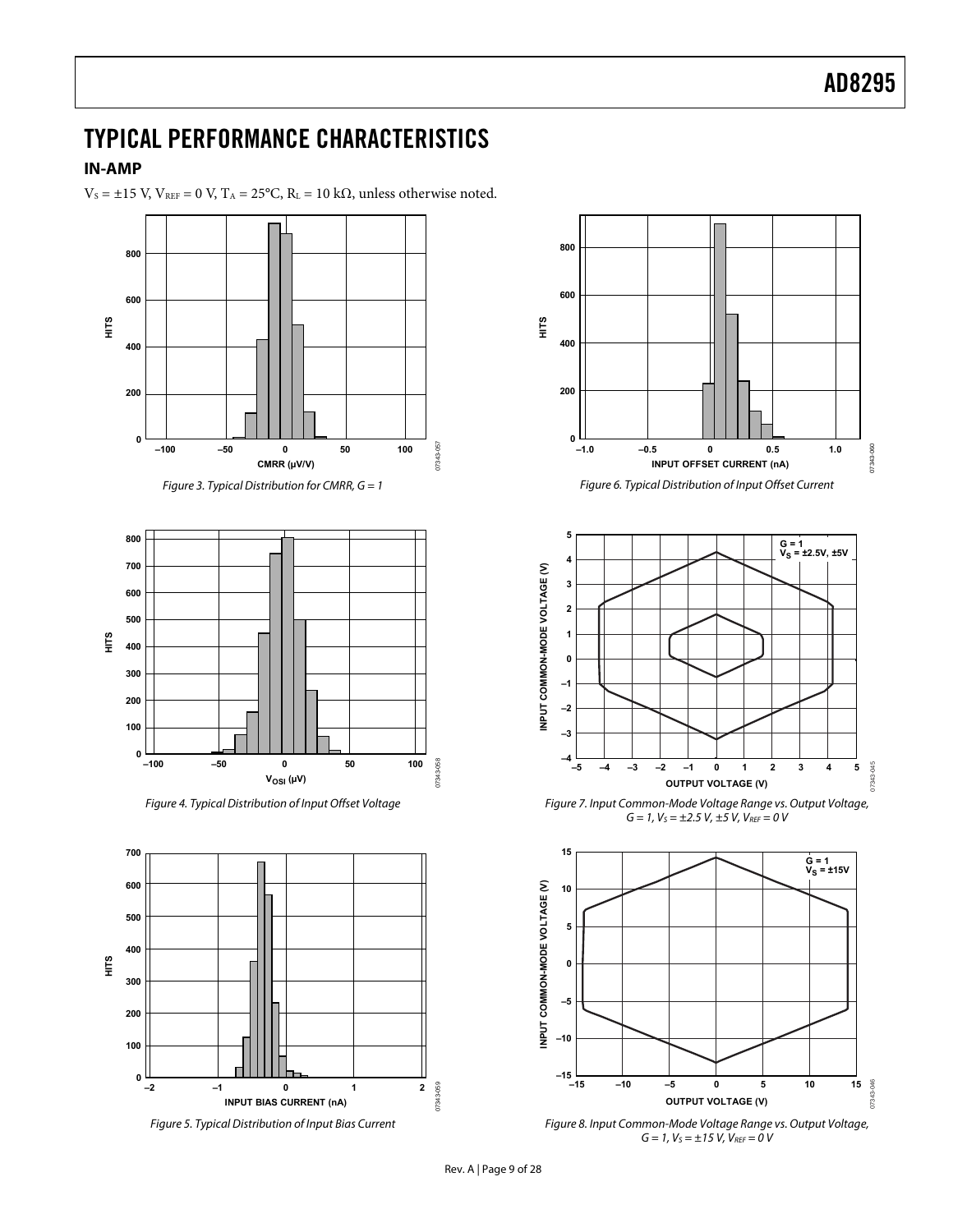# TYPICAL PERFORMANCE CHARACTERISTICS

## IN-AMP

$V_S = \pm 15$ V, $V_{REF} = 0$ V, $T_A = 25°C$, $R_L = 10$ kΩ, unless otherwise noted.

HITS
800
600
400
200
0
–100 –50 0 50 100
CMRR (µV/V)
07343-057

*Figure 3. Typical Distribution for CMRR, G = 1*

HITS
800
700
600
500
400
300
200
100
0
–100 –50 0 50 100
$V_{OSI}$ (µV)
07343-058

*Figure 4. Typical Distribution of Input Offset Voltage*

HITS
700
600
500
400
300
200
100
0
–2 –1 0 1 2
INPUT BIAS CURRENT (nA)
07343-059

*Figure 5. Typical Distribution of Input Bias Current*

HITS
800
600
400
200
0
–1.0 –0.5 0 0.5 1.0
INPUT OFFSET CURRENT (nA)
07343-060

*Figure 6. Typical Distribution of Input Offset Current*

G = 1
$V_S$ = ±2.5V, ±5V
INPUT COMMON-MODE VOLTAGE (V)
5
4
3
2
1
0
–1
–2
–3
–4
–5 –4 –3 –2 –1 0 1 2 3 4 5
OUTPUT VOLTAGE (V)
07343-045

*Figure 7. Input Common-Mode Voltage Range vs. Output Voltage, G = 1, $V_S = \pm 2.5$ V, ±5 V, $V_{REF} = 0$ V*

G = 1
$V_S$ = ±15V
INPUT COMMON-MODE VOLTAGE (V)
15
10
5
0
–5
–10
–15
–15 –10 –5 0 5 10 15
OUTPUT VOLTAGE (V)
07343-046

*Figure 8. Input Common-Mode Voltage Range vs. Output Voltage, G = 1, $V_S = \pm 15$ V, $V_{REF} = 0$ V*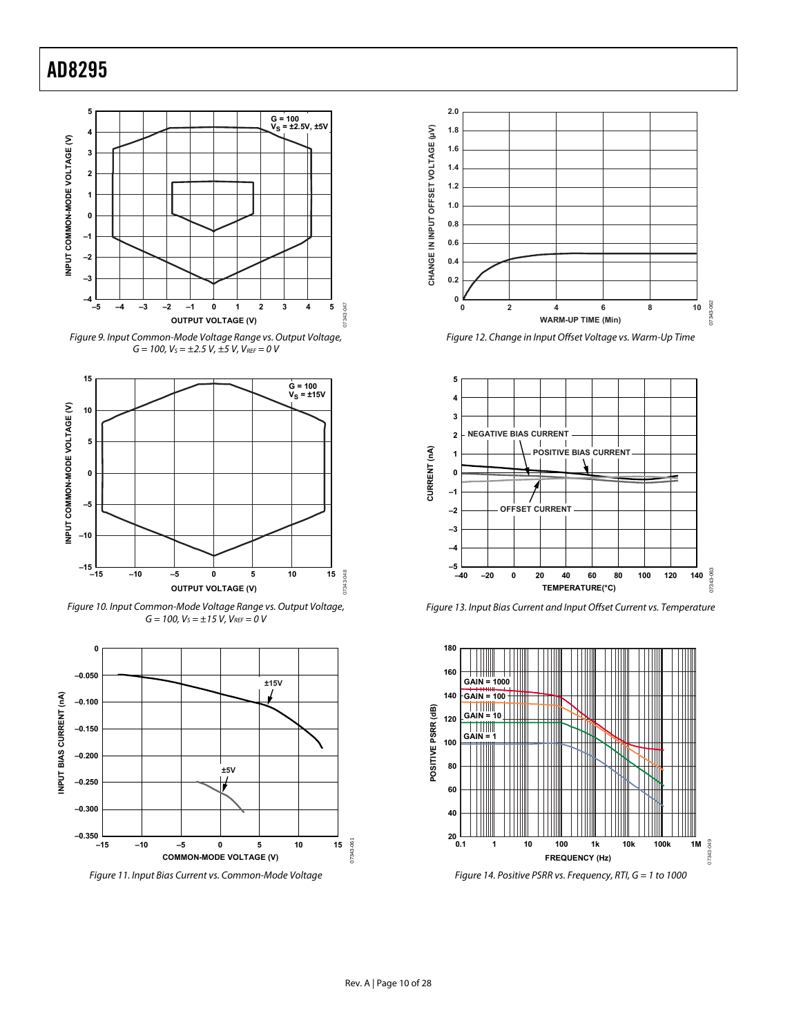G = 100
$V_S$ = ±2.5V, ±5V

INPUT COMMON-MODE VOLTAGE (V)

OUTPUT VOLTAGE (V)

5
4
3
2
1
0
–1
–2
–3
–4

–5 –4 –3 –2 –1 0 1 2 3 4 5

07343-047

Figure 9. Input Common-Mode Voltage Range vs. Output Voltage, G = 100, $V_S$ = ±2.5 V, ±5 V, $V_{REF}$ = 0 V

G = 100
$V_S$ = ±15V

INPUT COMMON-MODE VOLTAGE (V)

OUTPUT VOLTAGE (V)

15
10
5
0
–5
–10
–15

–15 –10 –5 0 5 10 15

07343-048

Figure 10. Input Common-Mode Voltage Range vs. Output Voltage, G = 100, $V_S$ = ±15 V, $V_{REF}$ = 0 V

INPUT BIAS CURRENT (nA)

COMMON-MODE VOLTAGE (V)

±15V

±5V

0
–0.050
–0.100
–0.150
–0.200
–0.250
–0.300
–0.350

–15 –10 –5 0 5 10 15

07343-061

Figure 11. Input Bias Current vs. Common-Mode Voltage

CHANGE IN INPUT OFFSET VOLTAGE (µV)

WARM-UP TIME (Min)

2.0
1.8
1.6
1.4
1.2
1.0
0.8
0.6
0.4
0.2
0

0 2 4 6 8 10

07343-062

Figure 12. Change in Input Offset Voltage vs. Warm-Up Time

CURRENT (nA)

TEMPERATURE(°C)

NEGATIVE BIAS CURRENT

POSITIVE BIAS CURRENT

OFFSET CURRENT

5
4
3
2
1
0
–1
–2
–3
–4
–5

–40 –20 0 20 40 60 80 100 120 140

07343-063

Figure 13. Input Bias Current and Input Offset Current vs. Temperature

POSITIVE PSRR (dB)

FREQUENCY (Hz)

GAIN = 1000
GAIN = 100
GAIN = 10
GAIN = 1

180
160
140
120
100
80
60
40
20

0.1 1 10 100 1k 10k 100k 1M

07343-049

Figure 14. Positive PSRR vs. Frequency, RTI, G = 1 to 1000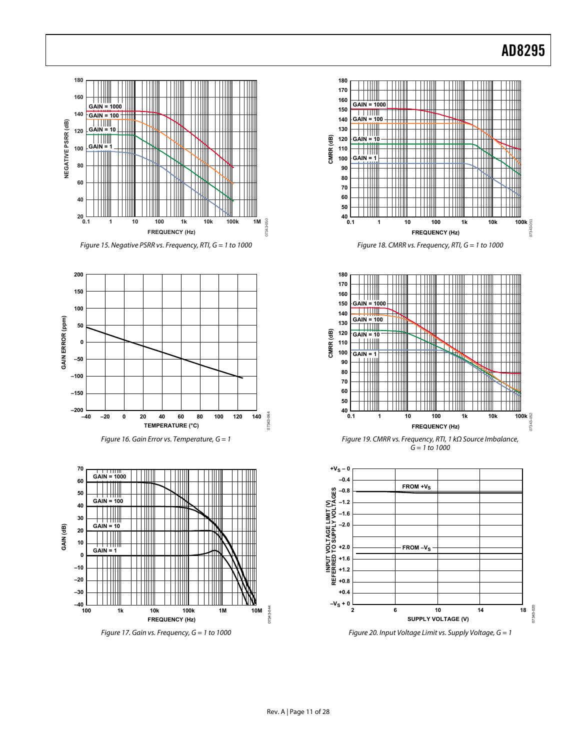180
160
140
120
100
80
60
40
20
NEGATIVE PSRR (dB)
GAIN = 1000
GAIN = 100
GAIN = 10
GAIN = 1
0.1 1 10 100 1k 10k 100k 1M
FREQUENCY (Hz)
07343-050

Figure 15. Negative PSRR vs. Frequency, RTI, G = 1 to 1000

200
150
100
50
0
–50
–100
–150
–200
GAIN ERROR (ppm)
–40 –20 0 20 40 60 80 100 120 140
TEMPERATURE (°C)
07343-064

Figure 16. Gain Error vs. Temperature, G = 1

70
60
50
40
30
20
10
0
–10
–20
–30
–40
GAIN (dB)
GAIN = 1000
GAIN = 100
GAIN = 10
GAIN = 1
100 1k 10k 100k 1M 10M
FREQUENCY (Hz)
07343-044

Figure 17. Gain vs. Frequency, G = 1 to 1000

180
170
160
150
140
130
120
110
100
90
80
70
60
50
40
CMRR (dB)
GAIN = 1000
GAIN = 100
GAIN = 10
GAIN = 1
0.1 1 10 100 1k 10k 100k
FREQUENCY (Hz)
07343-051

Figure 18. CMRR vs. Frequency, RTI, G = 1 to 1000

180
170
160
150
140
130
120
110
100
90
80
70
60
50
40
CMRR (dB)
GAIN = 1000
GAIN = 100
GAIN = 10
GAIN = 1
0.1 1 10 100 1k 10k 100k
FREQUENCY (Hz)
07343-052

Figure 19. CMRR vs. Frequency, RTI, 1 kΩ Source Imbalance, G = 1 to 1000

$+V_S – 0$
–0.4
–0.8
–1.2
–1.6
–2.0
+2.0
+1.6
+1.2
+0.8
+0.4
$–V_S + 0$
INPUT VOLTAGE LIMIT (V) REFERRED TO SUPPLY VOLTAGES
FROM $+V_S$
FROM $–V_S$
2 6 10 14 18
SUPPLY VOLTAGE (V)
07343-020

Figure 20. Input Voltage Limit vs. Supply Voltage, G = 1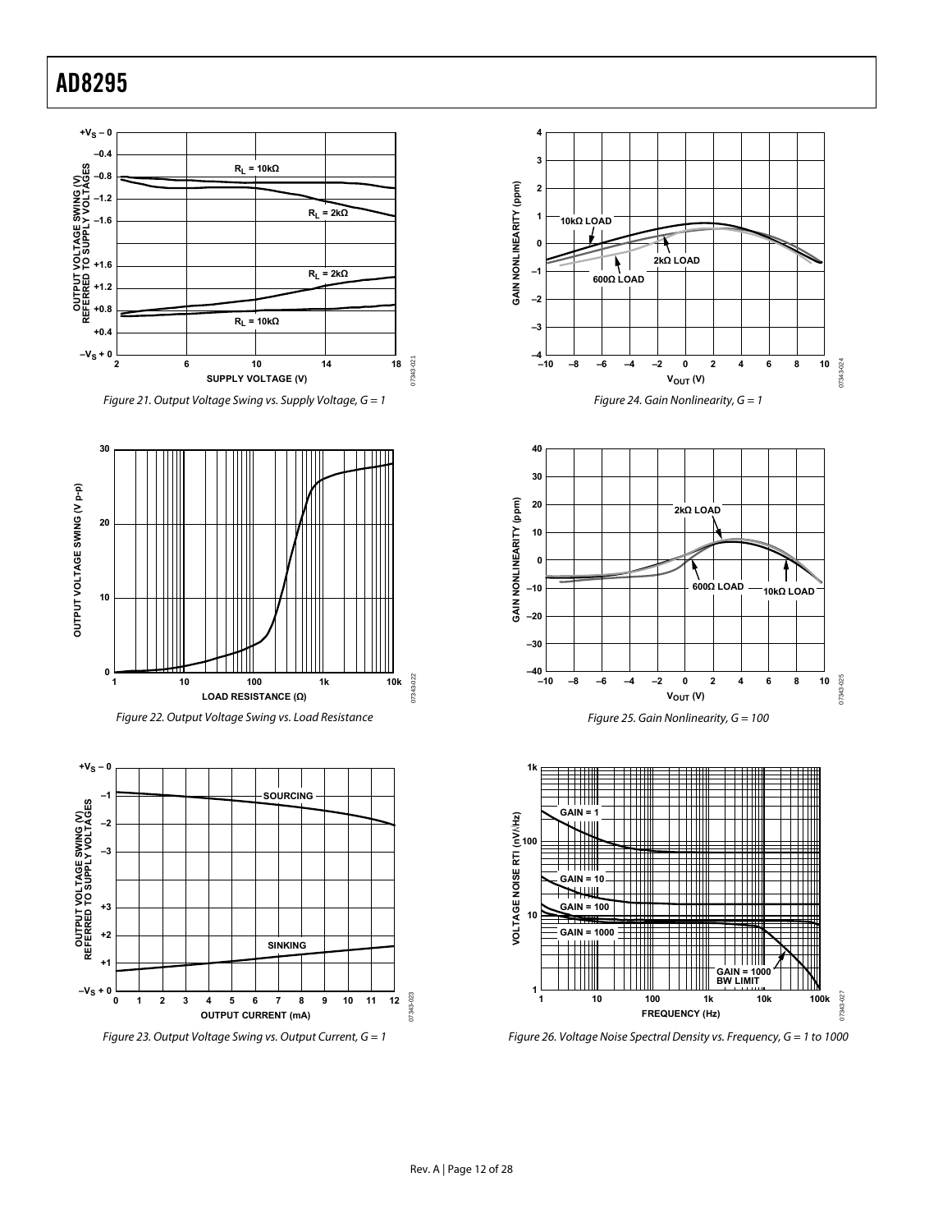Figure 21. Output Voltage Swing vs. Supply Voltage, G = 1

Figure 22. Output Voltage Swing vs. Load Resistance

Figure 23. Output Voltage Swing vs. Output Current, G = 1

Figure 24. Gain Nonlinearity, G = 1

Figure 25. Gain Nonlinearity, G = 100

Figure 26. Voltage Noise Spectral Density vs. Frequency, G = 1 to 1000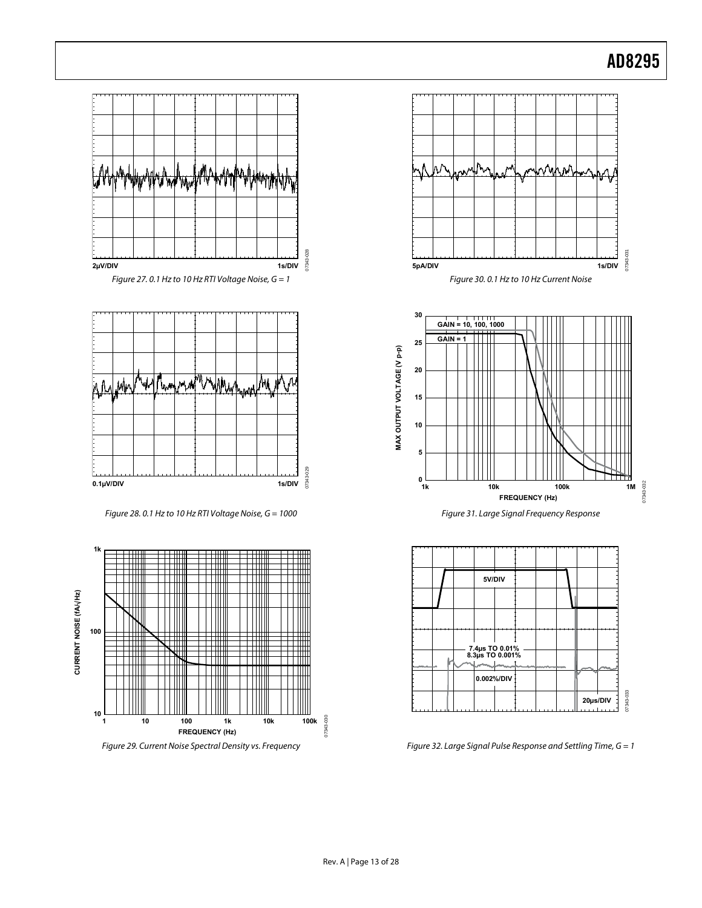2µV/DIV

1s/DIV

07343-028

Figure 27. 0.1 Hz to 10 Hz RTI Voltage Noise, G = 1

0.1µV/DIV

1s/DIV

07343-029

Figure 28. 0.1 Hz to 10 Hz RTI Voltage Noise, G = 1000

1k

100

10

1

10

100

1k

10k

100k

CURRENT NOISE (fA/√Hz)

FREQUENCY (Hz)

07343-030

Figure 29. Current Noise Spectral Density vs. Frequency

5pA/DIV

1s/DIV

07343-031

Figure 30. 0.1 Hz to 10 Hz Current Noise

30

25

20

15

10

5

0

1k

10k

100k

1M

GAIN = 10, 100, 1000

GAIN = 1

MAX OUTPUT VOLTAGE (V p-p)

FREQUENCY (Hz)

07343-032

Figure 31. Large Signal Frequency Response

5V/DIV

7.4µs TO 0.01%
8.3µs TO 0.001%

0.002%/DIV

20µs/DIV

07343-033

Figure 32. Large Signal Pulse Response and Settling Time, G = 1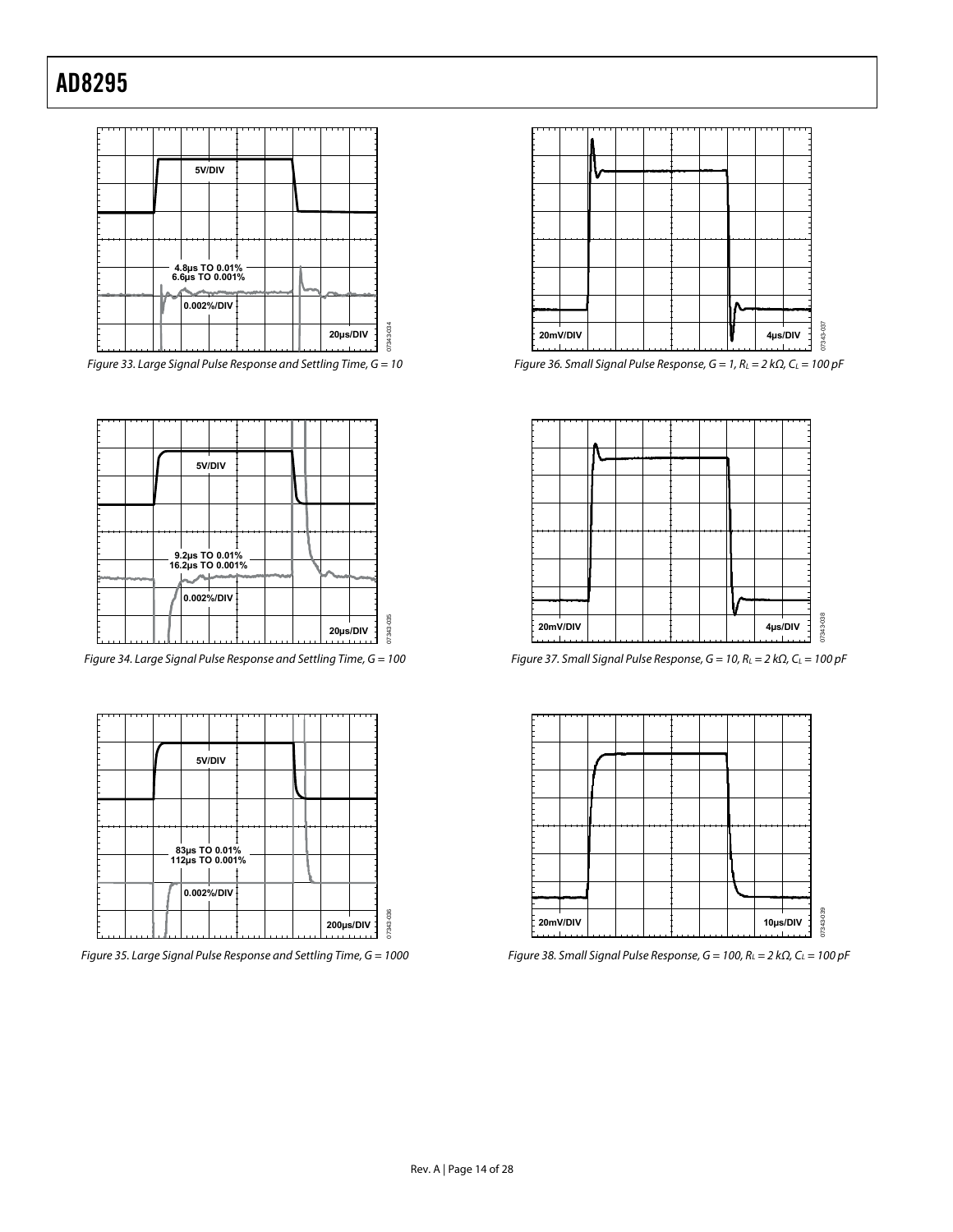5V/DIV

4.8µs TO 0.01%
6.6µs TO 0.001%

0.002%/DIV

20µs/DIV

07343-034

Figure 33. Large Signal Pulse Response and Settling Time, G = 10

5V/DIV

9.2µs TO 0.01%
16.2µs TO 0.001%

0.002%/DIV

20µs/DIV

07343-035

Figure 34. Large Signal Pulse Response and Settling Time, G = 100

5V/DIV

83µs TO 0.01%
112µs TO 0.001%

0.002%/DIV

200µs/DIV

07343-036

Figure 35. Large Signal Pulse Response and Settling Time, G = 1000

20mV/DIV

4µs/DIV

07343-037

Figure 36. Small Signal Pulse Response, G = 1, $R_L$ = 2 kΩ, $C_L$ = 100 pF

20mV/DIV

4µs/DIV

07343-038

Figure 37. Small Signal Pulse Response, G = 10, $R_L$ = 2 kΩ, $C_L$ = 100 pF

20mV/DIV

10µs/DIV

07343-039

Figure 38. Small Signal Pulse Response, G = 100, $R_L$ = 2 kΩ, $C_L$ = 100 pF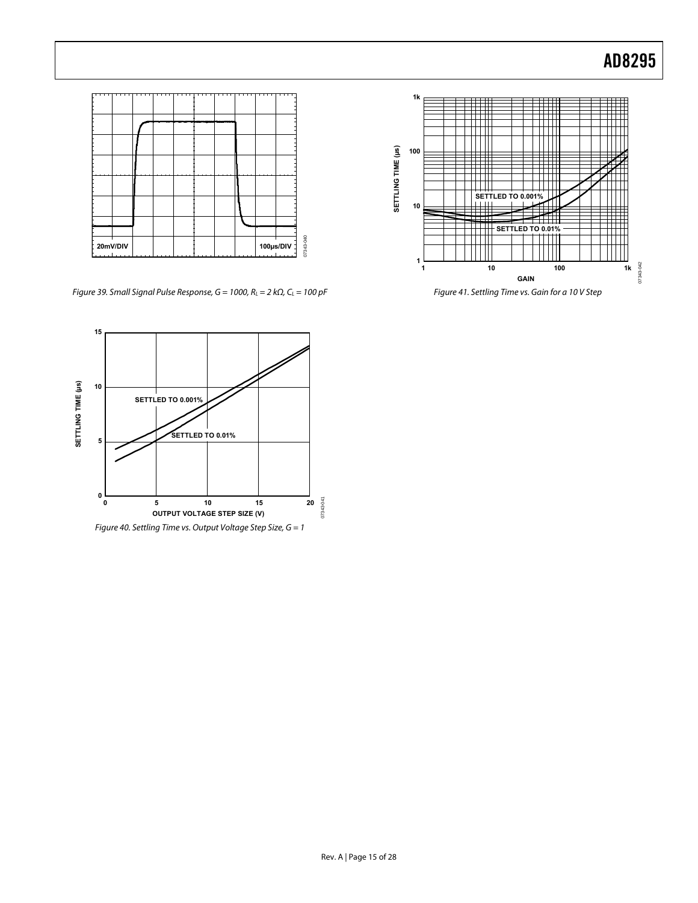20mV/DIV

100µs/DIV

07343-040

Figure 39. Small Signal Pulse Response, G = 1000, $R_L$ = 2 kΩ, $C_L$ = 100 pF

SETTLING TIME (µs)

15
10
5
0

0
5
10
15
20

OUTPUT VOLTAGE STEP SIZE (V)

SETTLED TO 0.001%

SETTLED TO 0.01%

07343-041

Figure 40. Settling Time vs. Output Voltage Step Size, G = 1

SETTLING TIME (µs)

1k
100
10
1

1
10
100
1k

GAIN

SETTLED TO 0.001%

SETTLED TO 0.01%

07343-042

Figure 41. Settling Time vs. Gain for a 10 V Step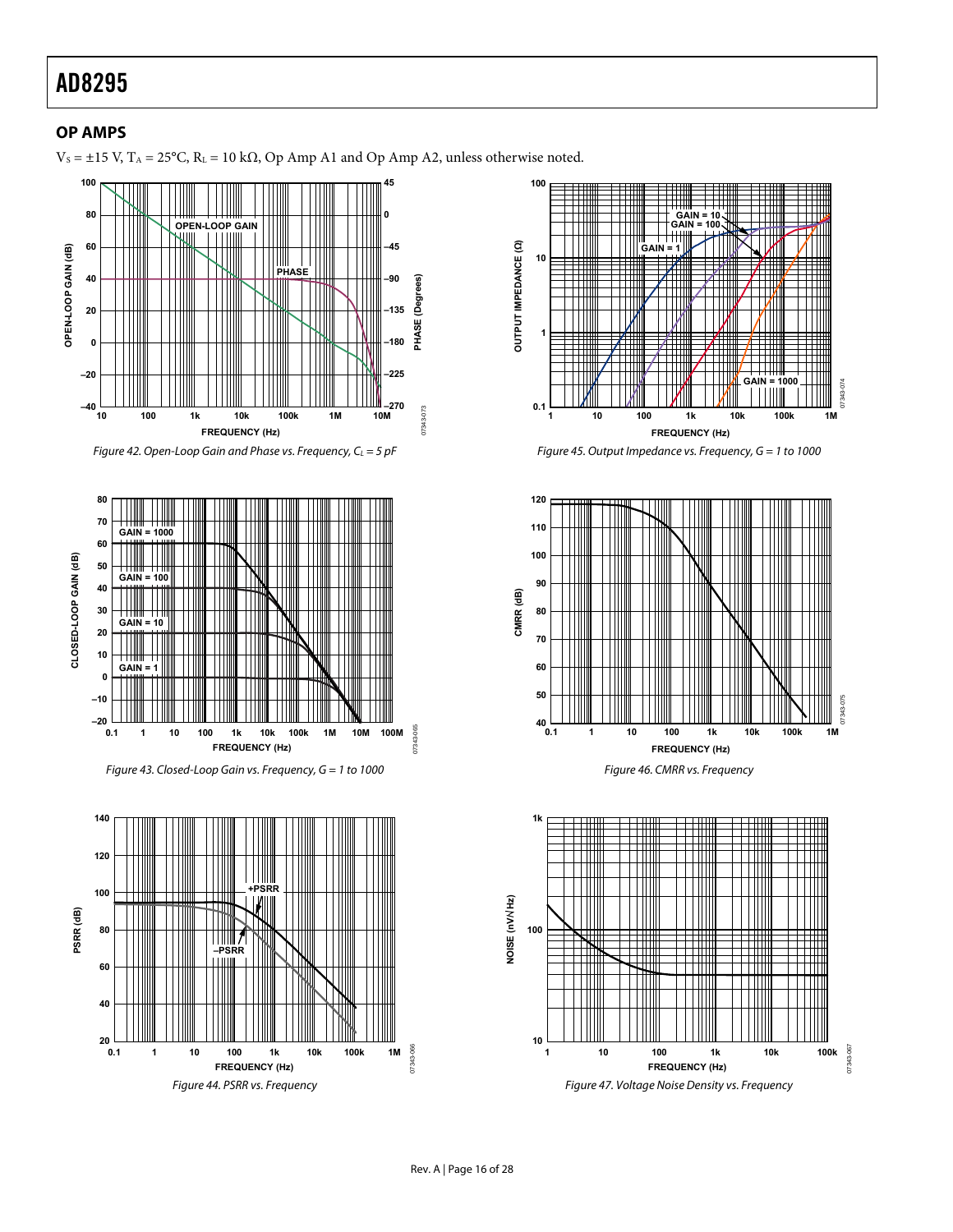## OP AMPS

$V_S = \pm15$ V, $T_A = 25°C$, $R_L = 10$ kΩ, Op Amp A1 and Op Amp A2, unless otherwise noted.

OPEN-LOOP GAIN (dB)
PHASE (Degrees)
OPEN-LOOP GAIN
PHASE
FREQUENCY (Hz)
100
80
60
40
20
0
–20
–40
45
0
–45
–90
–135
–180
–225
–270
10
100
1k
10k
100k
1M
10M
07343-073

Figure 42. Open-Loop Gain and Phase vs. Frequency, $C_L = 5$ pF

CLOSED-LOOP GAIN (dB)
GAIN = 1000
GAIN = 100
GAIN = 10
GAIN = 1
FREQUENCY (Hz)
80
70
60
50
40
30
20
10
0
–10
–20
0.1
1
10
100
1k
10k
100k
1M
10M
100M
07343-065

Figure 43. Closed-Loop Gain vs. Frequency, G = 1 to 1000

PSRR (dB)
+PSRR
–PSRR
FREQUENCY (Hz)
140
120
100
80
60
40
20
0.1
1
10
100
1k
10k
100k
1M
07343-066

Figure 44. PSRR vs. Frequency

OUTPUT IMPEDANCE (Ω)
GAIN = 10
GAIN = 100
GAIN = 1
GAIN = 1000
FREQUENCY (Hz)
100
10
1
0.1
1
10
100
1k
10k
100k
1M
07343-074

Figure 45. Output Impedance vs. Frequency, G = 1 to 1000

CMRR (dB)
FREQUENCY (Hz)
120
110
100
90
80
70
60
50
40
0.1
1
10
100
1k
10k
100k
1M
07343-075

Figure 46. CMRR vs. Frequency

NOISE (nV/√Hz)
FREQUENCY (Hz)
1k
100
10
1
10
100
1k
10k
100k
07343-067

Figure 47. Voltage Noise Density vs. Frequency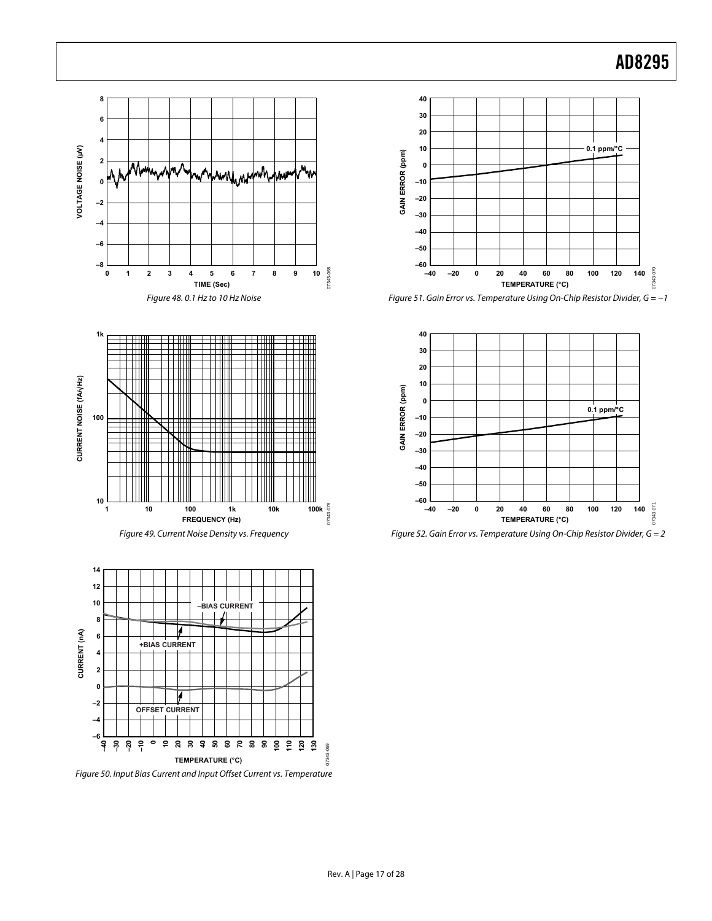Figure 48. 0.1 Hz to 10 Hz Noise

Figure 49. Current Noise Density vs. Frequency

Figure 50. Input Bias Current and Input Offset Current vs. Temperature

Figure 51. Gain Error vs. Temperature Using On-Chip Resistor Divider, G = −1

Figure 52. Gain Error vs. Temperature Using On-Chip Resistor Divider, G = 2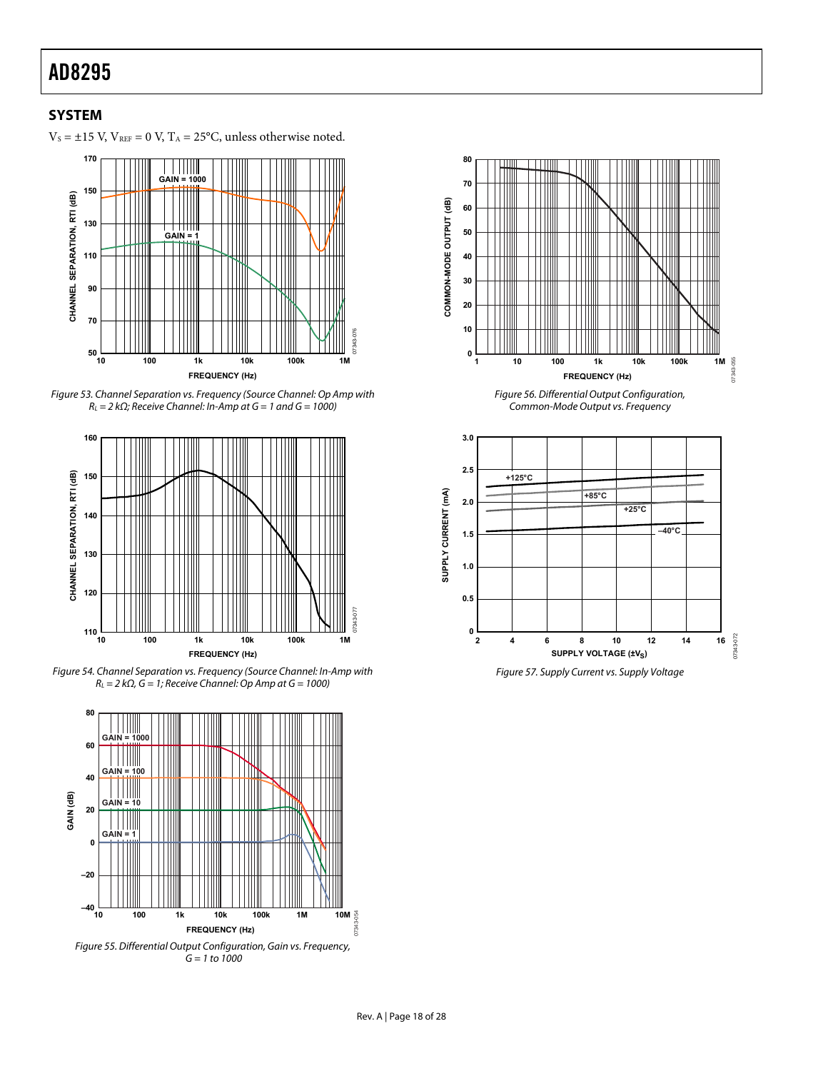## SYSTEM

$V_S = \pm15$ V, $V_{REF} = 0$ V, $T_A = 25°C$, unless otherwise noted.

170
150
130
110
90
70
50
CHANNEL SEPARATION, RTI (dB)
GAIN = 1000
GAIN = 1
10 100 1k 10k 100k 1M
FREQUENCY (Hz)
07343-076

*Figure 53. Channel Separation vs. Frequency (Source Channel: Op Amp with $R_L = 2$ kΩ; Receive Channel: In-Amp at G = 1 and G = 1000)*

160
150
140
130
120
110
CHANNEL SEPARATION, RTI (dB)
10 100 1k 10k 100k 1M
FREQUENCY (Hz)
07343-077

*Figure 54. Channel Separation vs. Frequency (Source Channel: In-Amp with $R_L = 2$ kΩ, G = 1; Receive Channel: Op Amp at G = 1000)*

80
60
40
20
0
–20
–40
GAIN (dB)
GAIN = 1000
GAIN = 100
GAIN = 10
GAIN = 1
10 100 1k 10k 100k 1M 10M
FREQUENCY (Hz)
07343-054

*Figure 55. Differential Output Configuration, Gain vs. Frequency, G = 1 to 1000*

80
70
60
50
40
30
20
10
0
COMMON-MODE OUTPUT (dB)
1 10 100 1k 10k 100k 1M
FREQUENCY (Hz)
07343-055

*Figure 56. Differential Output Configuration, Common-Mode Output vs. Frequency*

3.0
2.5
2.0
1.5
1.0
0.5
0
SUPPLY CURRENT (mA)
+125°C
+85°C
+25°C
–40°C
2 4 6 8 10 12 14 16
SUPPLY VOLTAGE (±$V_S$)
07343-072

*Figure 57. Supply Current vs. Supply Voltage*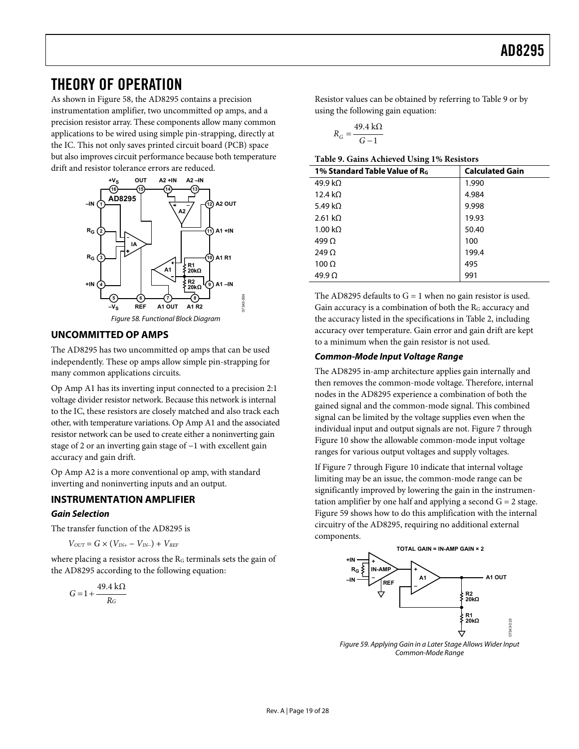# THEORY OF OPERATION

As shown in Figure 58, the AD8295 contains a precision instrumentation amplifier, two uncommitted op amps, and a precision resistor array. These components allow many common applications to be wired using simple pin-strapping, directly at the IC. This not only saves printed circuit board (PCB) space but also improves circuit performance because both temperature drift and resistor tolerance errors are reduced.

+VS
OUT
A2 +IN
A2 –IN
16
15
14
13
AD8295
–IN 1
12 A2 OUT
A2
RG 2
11 A1 +IN
IA
RG 3
10 A1 R1
A1
R1 20kΩ
R2 20kΩ
+IN 4
9 A1 –IN
5
6
7
8
–VS
REF
A1 OUT
A1 R2
07343-004

Figure 58. Functional Block Diagram

## UNCOMMITTED OP AMPS

The AD8295 has two uncommitted op amps that can be used independently. These op amps allow simple pin-strapping for many common applications circuits.

Op Amp A1 has its inverting input connected to a precision 2:1 voltage divider resistor network. Because this network is internal to the IC, these resistors are closely matched and also track each other, with temperature variations. Op Amp A1 and the associated resistor network can be used to create either a noninverting gain stage of 2 or an inverting gain stage of −1 with excellent gain accuracy and gain drift.

Op Amp A2 is a more conventional op amp, with standard inverting and noninverting inputs and an output.

## INSTRUMENTATION AMPLIFIER

### *Gain Selection*

The transfer function of the AD8295 is

$$V_{OUT} = G \times (V_{IN+} - V_{IN-}) + V_{REF}$$

where placing a resistor across the $R_G$ terminals sets the gain of the AD8295 according to the following equation:

$$G = 1 + \frac{49.4\ \text{k}\Omega}{R_G}$$

Resistor values can be obtained by referring to Table 9 or by using the following gain equation:

$$R_G = \frac{49.4\ \text{k}\Omega}{G - 1}$$

**Table 9. Gains Achieved Using 1% Resistors**

| 1% Standard Table Value of $R_G$ | Calculated Gain |
|---|---|
| 49.9 kΩ | 1.990 |
| 12.4 kΩ | 4.984 |
| 5.49 kΩ | 9.998 |
| 2.61 kΩ | 19.93 |
| 1.00 kΩ | 50.40 |
| 499 Ω | 100 |
| 249 Ω | 199.4 |
| 100 Ω | 495 |
| 49.9 Ω | 991 |

The AD8295 defaults to G = 1 when no gain resistor is used. Gain accuracy is a combination of both the $R_G$ accuracy and the accuracy listed in the specifications in Table 2, including accuracy over temperature. Gain error and gain drift are kept to a minimum when the gain resistor is not used.

### *Common-Mode Input Voltage Range*

The AD8295 in-amp architecture applies gain internally and then removes the common-mode voltage. Therefore, internal nodes in the AD8295 experience a combination of both the gained signal and the common-mode signal. This combined signal can be limited by the voltage supplies even when the individual input and output signals are not. Figure 7 through Figure 10 show the allowable common-mode input voltage ranges for various output voltages and supply voltages.

If Figure 7 through Figure 10 indicate that internal voltage limiting may be an issue, the common-mode range can be significantly improved by lowering the gain in the instrumentation amplifier by one half and applying a second G = 2 stage. Figure 59 shows how to do this amplification with the internal circuitry of the AD8295, requiring no additional external components.

TOTAL GAIN = IN-AMP GAIN × 2
+IN
RG
–IN
IN-AMP
REF
A1
A1 OUT
R2 20kΩ
R1 20kΩ
07343-019

Figure 59. Applying Gain in a Later Stage Allows Wider Input Common-Mode Range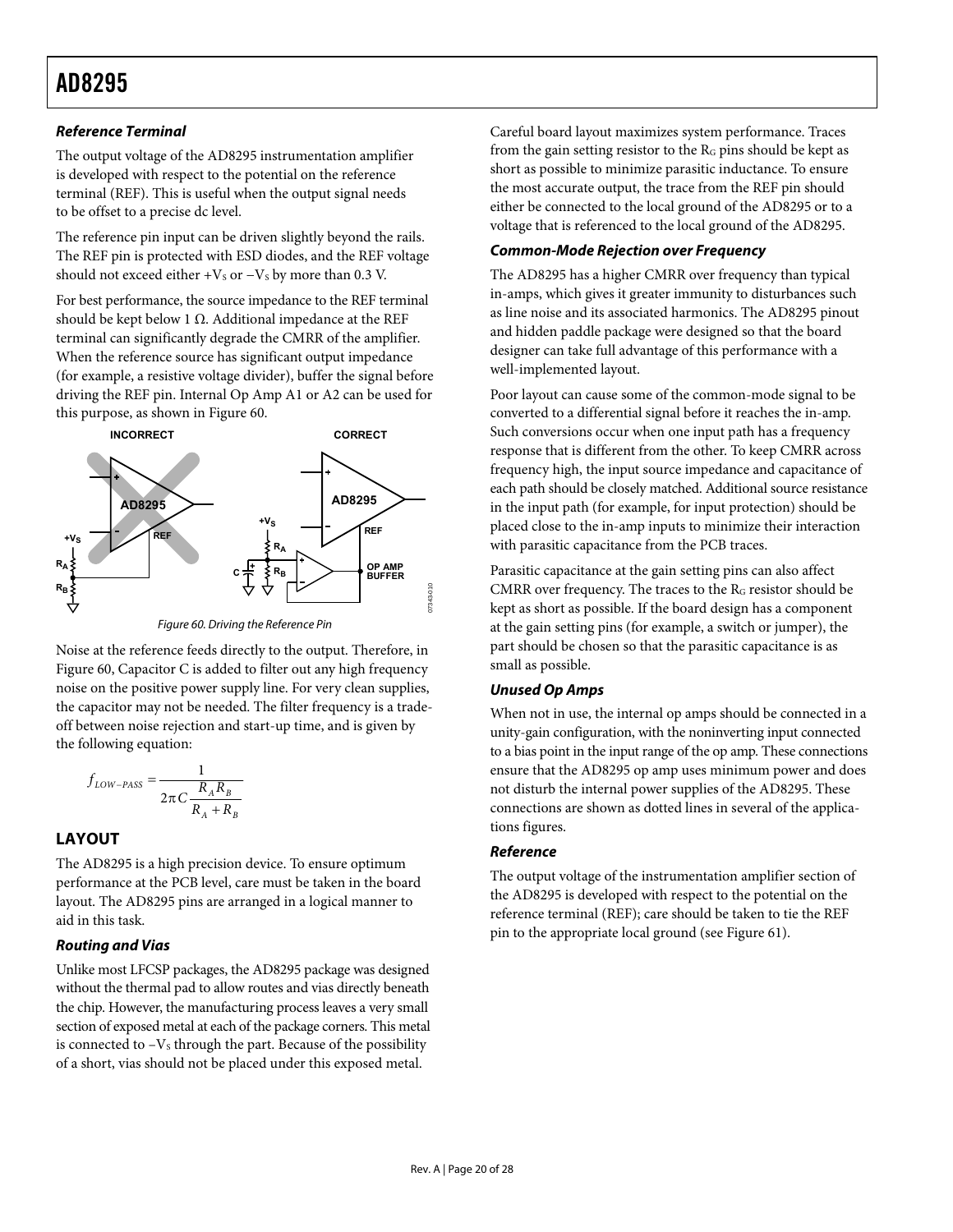### Reference Terminal

The output voltage of the AD8295 instrumentation amplifier is developed with respect to the potential on the reference terminal (REF). This is useful when the output signal needs to be offset to a precise dc level.

The reference pin input can be driven slightly beyond the rails. The REF pin is protected with ESD diodes, and the REF voltage should not exceed either $+V_S$ or $-V_S$ by more than 0.3 V.

For best performance, the source impedance to the REF terminal should be kept below 1 Ω. Additional impedance at the REF terminal can significantly degrade the CMRR of the amplifier. When the reference source has significant output impedance (for example, a resistive voltage divider), buffer the signal before driving the REF pin. Internal Op Amp A1 or A2 can be used for this purpose, as shown in Figure 60.

INCORRECT

CORRECT

AD8295

REF

+VS

RA

RB

C

OP AMP BUFFER

07343-010

Figure 60. Driving the Reference Pin

Noise at the reference feeds directly to the output. Therefore, in Figure 60, Capacitor C is added to filter out any high frequency noise on the positive power supply line. For very clean supplies, the capacitor may not be needed. The filter frequency is a trade-off between noise rejection and start-up time, and is given by the following equation:

$$f_{LOW-PASS} = \frac{1}{2\pi C \frac{R_A R_B}{R_A + R_B}}$$

## LAYOUT

The AD8295 is a high precision device. To ensure optimum performance at the PCB level, care must be taken in the board layout. The AD8295 pins are arranged in a logical manner to aid in this task.

### Routing and Vias

Unlike most LFCSP packages, the AD8295 package was designed without the thermal pad to allow routes and vias directly beneath the chip. However, the manufacturing process leaves a very small section of exposed metal at each of the package corners. This metal is connected to $-V_S$ through the part. Because of the possibility of a short, vias should not be placed under this exposed metal.

Careful board layout maximizes system performance. Traces from the gain setting resistor to the $R_G$ pins should be kept as short as possible to minimize parasitic inductance. To ensure the most accurate output, the trace from the REF pin should either be connected to the local ground of the AD8295 or to a voltage that is referenced to the local ground of the AD8295.

### Common-Mode Rejection over Frequency

The AD8295 has a higher CMRR over frequency than typical in-amps, which gives it greater immunity to disturbances such as line noise and its associated harmonics. The AD8295 pinout and hidden paddle package were designed so that the board designer can take full advantage of this performance with a well-implemented layout.

Poor layout can cause some of the common-mode signal to be converted to a differential signal before it reaches the in-amp. Such conversions occur when one input path has a frequency response that is different from the other. To keep CMRR across frequency high, the input source impedance and capacitance of each path should be closely matched. Additional source resistance in the input path (for example, for input protection) should be placed close to the in-amp inputs to minimize their interaction with parasitic capacitance from the PCB traces.

Parasitic capacitance at the gain setting pins can also affect CMRR over frequency. The traces to the $R_G$ resistor should be kept as short as possible. If the board design has a component at the gain setting pins (for example, a switch or jumper), the part should be chosen so that the parasitic capacitance is as small as possible.

### Unused Op Amps

When not in use, the internal op amps should be connected in a unity-gain configuration, with the noninverting input connected to a bias point in the input range of the op amp. These connections ensure that the AD8295 op amp uses minimum power and does not disturb the internal power supplies of the AD8295. These connections are shown as dotted lines in several of the applications figures.

### Reference

The output voltage of the instrumentation amplifier section of the AD8295 is developed with respect to the potential on the reference terminal (REF); care should be taken to tie the REF pin to the appropriate local ground (see Figure 61).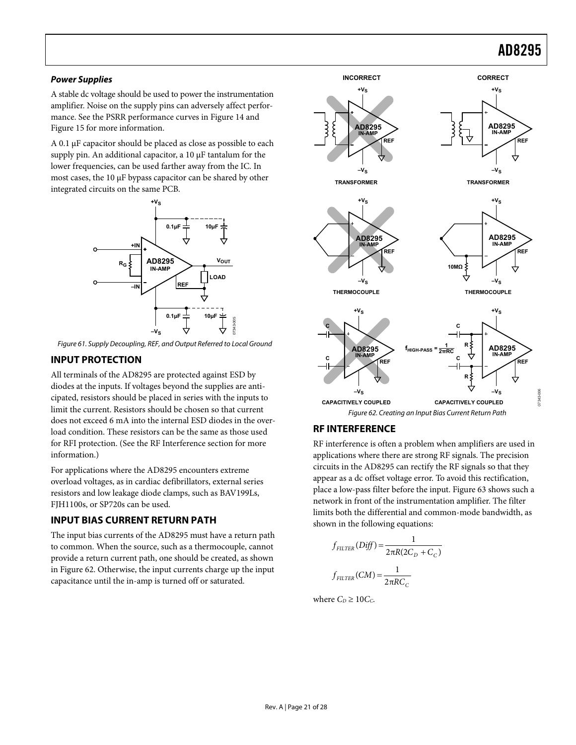### *Power Supplies*

A stable dc voltage should be used to power the instrumentation amplifier. Noise on the supply pins can adversely affect performance. See the PSRR performance curves in Figure 14 and Figure 15 for more information.

A 0.1 μF capacitor should be placed as close as possible to each supply pin. An additional capacitor, a 10 μF tantalum for the lower frequencies, can be used farther away from the IC. In most cases, the 10 μF bypass capacitor can be shared by other integrated circuits on the same PCB.

*Figure 61. Supply Decoupling, REF, and Output Referred to Local Ground*

## INPUT PROTECTION

All terminals of the AD8295 are protected against ESD by diodes at the inputs. If voltages beyond the supplies are anticipated, resistors should be placed in series with the inputs to limit the current. Resistors should be chosen so that current does not exceed 6 mA into the internal ESD diodes in the overload condition. These resistors can be the same as those used for RFI protection. (See the RF Interference section for more information.)

For applications where the AD8295 encounters extreme overload voltages, as in cardiac defibrillators, external series resistors and low leakage diode clamps, such as BAV199Ls, FJH1100s, or SP720s can be used.

## INPUT BIAS CURRENT RETURN PATH

The input bias currents of the AD8295 must have a return path to common. When the source, such as a thermocouple, cannot provide a return current path, one should be created, as shown in Figure 62. Otherwise, the input currents charge up the input capacitance until the in-amp is turned off or saturated.

*Figure 62. Creating an Input Bias Current Return Path*

## RF INTERFERENCE

RF interference is often a problem when amplifiers are used in applications where there are strong RF signals. The precision circuits in the AD8295 can rectify the RF signals so that they appear as a dc offset voltage error. To avoid this rectification, place a low-pass filter before the input. Figure 63 shows such a network in front of the instrumentation amplifier. The filter limits both the differential and common-mode bandwidth, as shown in the following equations:

$$f_{FILTER}(Diff) = \frac{1}{2\pi R(2C_D + C_C)}$$

$$f_{FILTER}(CM) = \frac{1}{2\pi RC_C}$$

where $C_D \geq 10C_C$.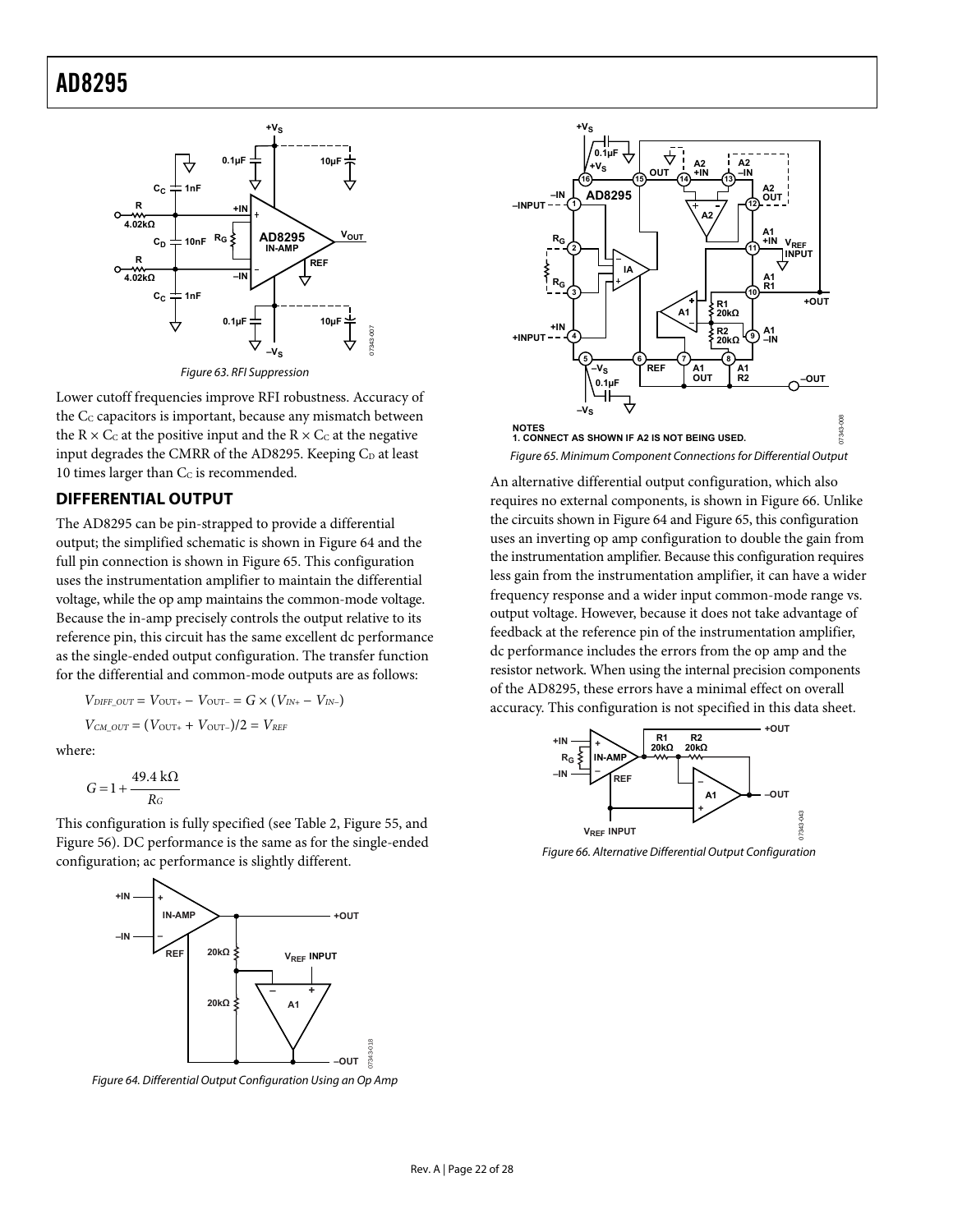Figure 63. RFI Suppression

Lower cutoff frequencies improve RFI robustness. Accuracy of the $C_C$ capacitors is important, because any mismatch between the R × $C_C$ at the positive input and the R × $C_C$ at the negative input degrades the CMRR of the AD8295. Keeping $C_D$ at least 10 times larger than $C_C$ is recommended.

## DIFFERENTIAL OUTPUT

The AD8295 can be pin-strapped to provide a differential output; the simplified schematic is shown in Figure 64 and the full pin connection is shown in Figure 65. This configuration uses the instrumentation amplifier to maintain the differential voltage, while the op amp maintains the common-mode voltage. Because the in-amp precisely controls the output relative to its reference pin, this circuit has the same excellent dc performance as the single-ended output configuration. The transfer function for the differential and common-mode outputs are as follows:

$$V_{DIFF\_OUT} = V_{OUT+} - V_{OUT-} = G \times (V_{IN+} - V_{IN-})$$

$$V_{CM\_OUT} = (V_{OUT+} + V_{OUT-})/2 = V_{REF}$$

where:

$$G = 1 + \frac{49.4\ \text{k}\Omega}{R_G}$$

This configuration is fully specified (see Table 2, Figure 55, and Figure 56). DC performance is the same as for the single-ended configuration; ac performance is slightly different.

Figure 64. Differential Output Configuration Using an Op Amp

NOTES
1. CONNECT AS SHOWN IF A2 IS NOT BEING USED.

Figure 65. Minimum Component Connections for Differential Output

An alternative differential output configuration, which also requires no external components, is shown in Figure 66. Unlike the circuits shown in Figure 64 and Figure 65, this configuration uses an inverting op amp configuration to double the gain from the instrumentation amplifier. Because this configuration requires less gain from the instrumentation amplifier, it can have a wider frequency response and a wider input common-mode range vs. output voltage. However, because it does not take advantage of feedback at the reference pin of the instrumentation amplifier, dc performance includes the errors from the op amp and the resistor network. When using the internal precision components of the AD8295, these errors have a minimal effect on overall accuracy. This configuration is not specified in this data sheet.

Figure 66. Alternative Differential Output Configuration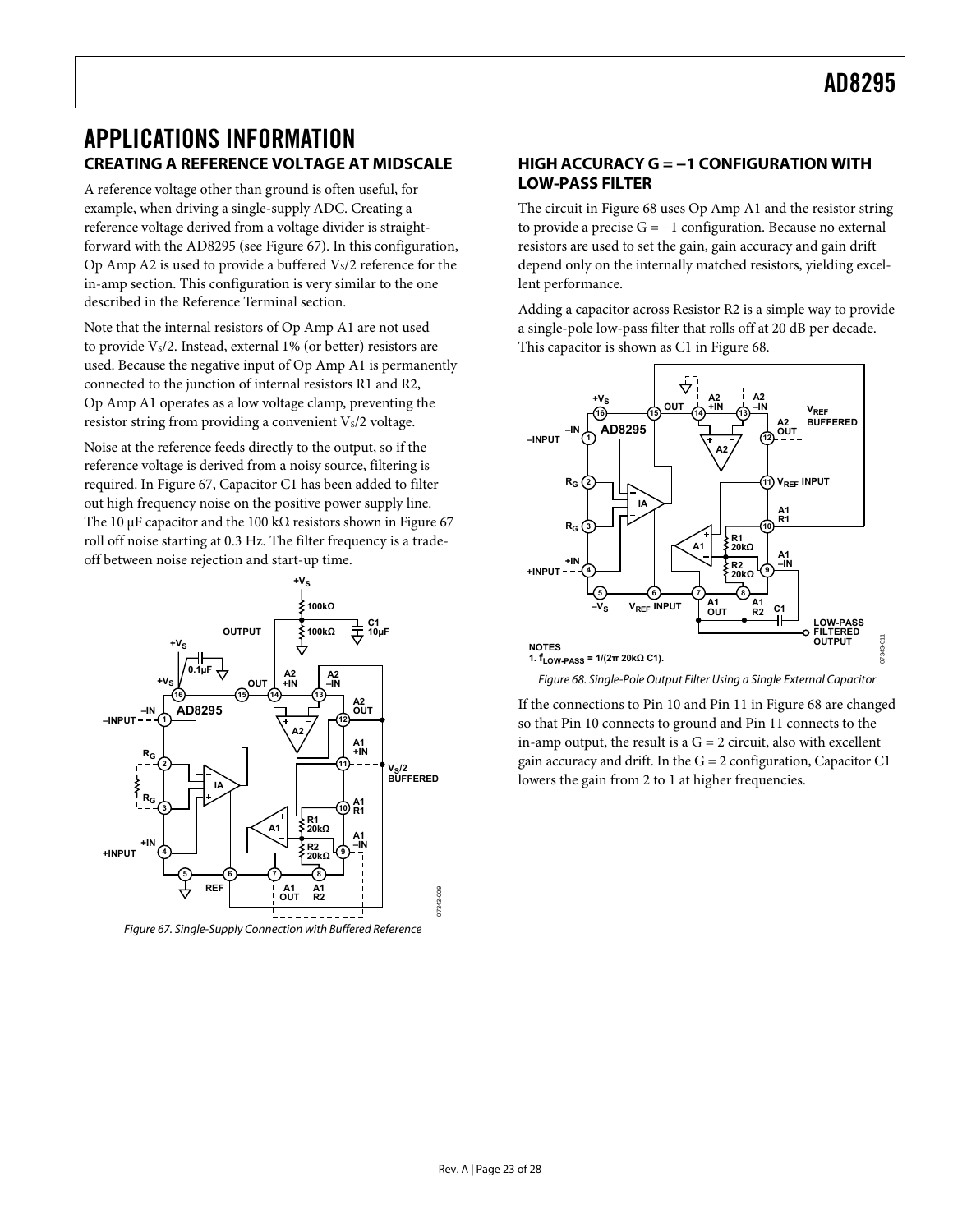# APPLICATIONS INFORMATION

## CREATING A REFERENCE VOLTAGE AT MIDSCALE

A reference voltage other than ground is often useful, for example, when driving a single-supply ADC. Creating a reference voltage derived from a voltage divider is straightforward with the AD8295 (see Figure 67). In this configuration, Op Amp A2 is used to provide a buffered $V_S/2$ reference for the in-amp section. This configuration is very similar to the one described in the Reference Terminal section.

Note that the internal resistors of Op Amp A1 are not used to provide $V_S/2$. Instead, external 1% (or better) resistors are used. Because the negative input of Op Amp A1 is permanently connected to the junction of internal resistors R1 and R2, Op Amp A1 operates as a low voltage clamp, preventing the resistor string from providing a convenient $V_S/2$ voltage.

Noise at the reference feeds directly to the output, so if the reference voltage is derived from a noisy source, filtering is required. In Figure 67, Capacitor C1 has been added to filter out high frequency noise on the positive power supply line. The 10 µF capacitor and the 100 kΩ resistors shown in Figure 67 roll off noise starting at 0.3 Hz. The filter frequency is a tradeoff between noise rejection and start-up time.

+VS
100kΩ
100kΩ
C1
10µF
OUTPUT
+VS
0.1µF
+VS
OUT
A2
+IN
A2
–IN
AD8295
–IN
–INPUT
A2
OUT
A2
A1
+IN
RG
IA
VS/2
BUFFERED
RG
A1
R1
A1
R1
20kΩ
+IN
+INPUT
R2
20kΩ
A1
–IN
REF
A1
OUT
A1
R2
07343-009

Figure 67. Single-Supply Connection with Buffered Reference

## HIGH ACCURACY G = –1 CONFIGURATION WITH LOW-PASS FILTER

The circuit in Figure 68 uses Op Amp A1 and the resistor string to provide a precise G = −1 configuration. Because no external resistors are used to set the gain, gain accuracy and gain drift depend only on the internally matched resistors, yielding excellent performance.

Adding a capacitor across Resistor R2 is a simple way to provide a single-pole low-pass filter that rolls off at 20 dB per decade. This capacitor is shown as C1 in Figure 68.

+VS
OUT
A2
+IN
A2
–IN
VREF
BUFFERED
–IN
AD8295
–INPUT
A2
OUT
A2
RG
VREF INPUT
IA
A1
R1
RG
A1
R1
20kΩ
A1
–IN
+IN
+INPUT
R2
20kΩ
–VS
VREF INPUT
A1
OUT
A1
R2
C1
LOW-PASS
FILTERED
OUTPUT
NOTES
1. $f_{LOW\text{-}PASS} = 1/(2\pi\ 20k\Omega\ C1)$.
07343-011

Figure 68. Single-Pole Output Filter Using a Single External Capacitor

If the connections to Pin 10 and Pin 11 in Figure 68 are changed so that Pin 10 connects to ground and Pin 11 connects to the in-amp output, the result is a G = 2 circuit, also with excellent gain accuracy and drift. In the G = 2 configuration, Capacitor C1 lowers the gain from 2 to 1 at higher frequencies.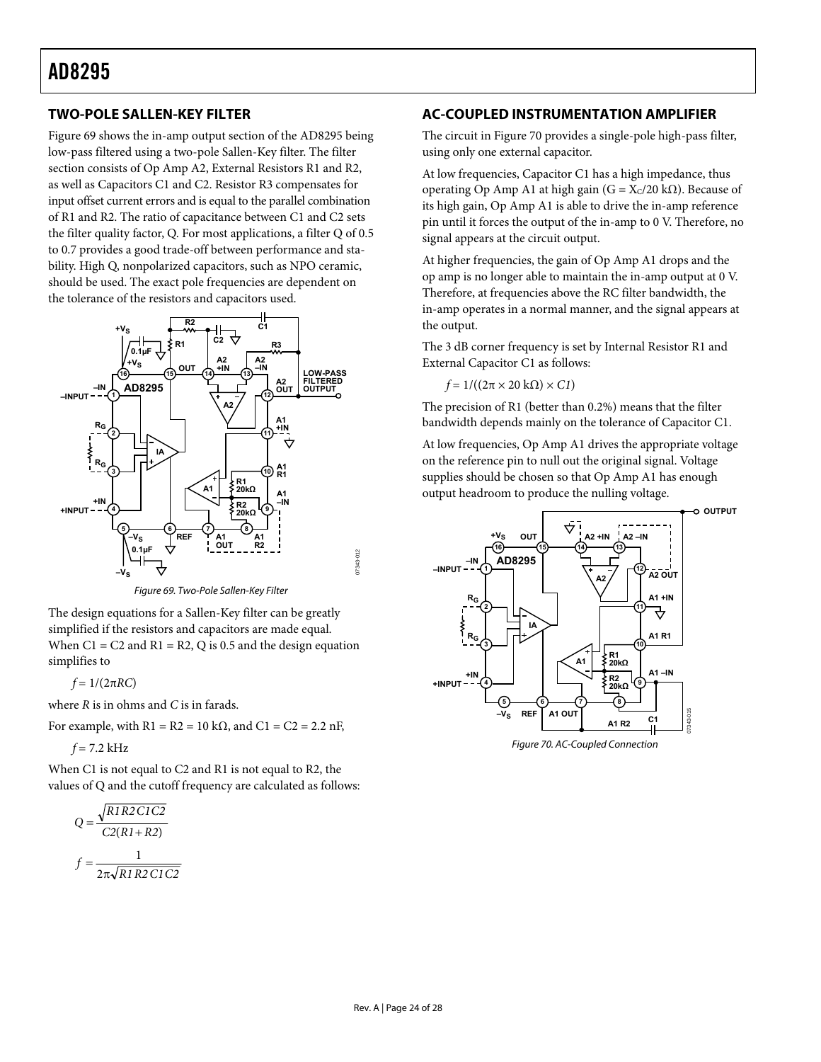## TWO-POLE SALLEN-KEY FILTER

Figure 69 shows the in-amp output section of the AD8295 being low-pass filtered using a two-pole Sallen-Key filter. The filter section consists of Op Amp A2, External Resistors R1 and R2, as well as Capacitors C1 and C2. Resistor R3 compensates for input offset current errors and is equal to the parallel combination of R1 and R2. The ratio of capacitance between C1 and C2 sets the filter quality factor, Q. For most applications, a filter Q of 0.5 to 0.7 provides a good trade-off between performance and stability. High Q, nonpolarized capacitors, such as NPO ceramic, should be used. The exact pole frequencies are dependent on the tolerance of the resistors and capacitors used.

Figure 69. Two-Pole Sallen-Key Filter

The design equations for a Sallen-Key filter can be greatly simplified if the resistors and capacitors are made equal. When C1 = C2 and R1 = R2, Q is 0.5 and the design equation simplifies to

$$f = 1/(2\pi RC)$$

where *R* is in ohms and *C* is in farads.

For example, with R1 = R2 = 10 kΩ, and C1 = C2 = 2.2 nF,

$$f = 7.2 \text{ kHz}$$

When C1 is not equal to C2 and R1 is not equal to R2, the values of Q and the cutoff frequency are calculated as follows:

$$Q = \frac{\sqrt{R1\,R2\,C1\,C2}}{C2(R1 + R2)}$$

$$f = \frac{1}{2\pi\sqrt{R1\,R2\,C1\,C2}}$$

## AC-COUPLED INSTRUMENTATION AMPLIFIER

The circuit in Figure 70 provides a single-pole high-pass filter, using only one external capacitor.

At low frequencies, Capacitor C1 has a high impedance, thus operating Op Amp A1 at high gain ($G = X_C/20$ kΩ). Because of its high gain, Op Amp A1 is able to drive the in-amp reference pin until it forces the output of the in-amp to 0 V. Therefore, no signal appears at the circuit output.

At higher frequencies, the gain of Op Amp A1 drops and the op amp is no longer able to maintain the in-amp output at 0 V. Therefore, at frequencies above the RC filter bandwidth, the in-amp operates in a normal manner, and the signal appears at the output.

The 3 dB corner frequency is set by Internal Resistor R1 and External Capacitor C1 as follows:

$$f = 1/((2\pi \times 20 \text{ k}\Omega) \times C1)$$

The precision of R1 (better than 0.2%) means that the filter bandwidth depends mainly on the tolerance of Capacitor C1.

At low frequencies, Op Amp A1 drives the appropriate voltage on the reference pin to null out the original signal. Voltage supplies should be chosen so that Op Amp A1 has enough output headroom to produce the nulling voltage.

Figure 70. AC-Coupled Connection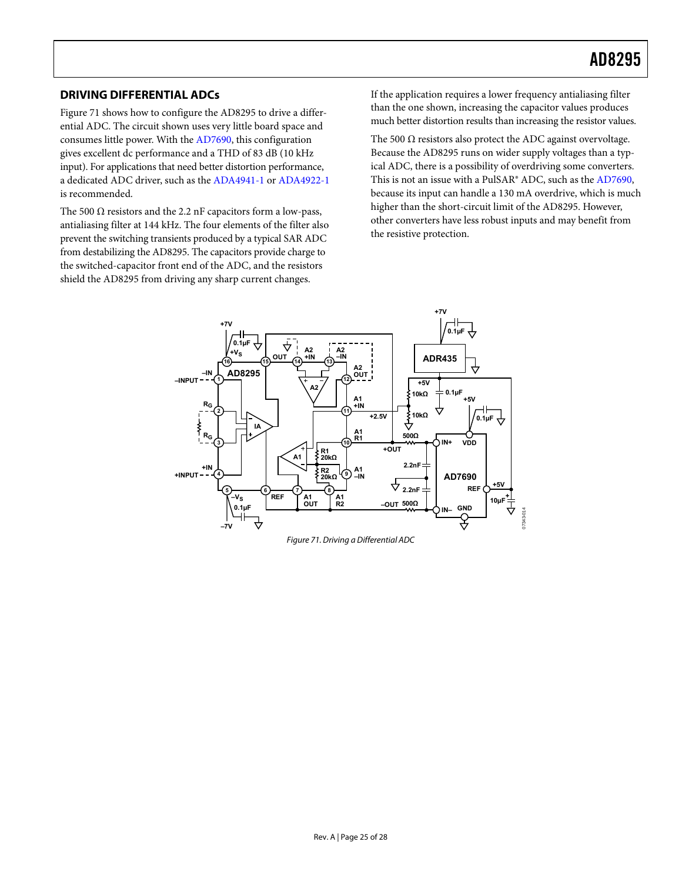## DRIVING DIFFERENTIAL ADCs

Figure 71 shows how to configure the AD8295 to drive a differential ADC. The circuit shown uses very little board space and consumes little power. With the AD7690, this configuration gives excellent dc performance and a THD of 83 dB (10 kHz input). For applications that need better distortion performance, a dedicated ADC driver, such as the ADA4941-1 or ADA4922-1 is recommended.

The 500 Ω resistors and the 2.2 nF capacitors form a low-pass, antialiasing filter at 144 kHz. The four elements of the filter also prevent the switching transients produced by a typical SAR ADC from destabilizing the AD8295. The capacitors provide charge to the switched-capacitor front end of the ADC, and the resistors shield the AD8295 from driving any sharp current changes.

If the application requires a lower frequency antialiasing filter than the one shown, increasing the capacitor values produces much better distortion results than increasing the resistor values.

The 500 Ω resistors also protect the ADC against overvoltage. Because the AD8295 runs on wider supply voltages than a typical ADC, there is a possibility of overdriving some converters. This is not an issue with a PulSAR® ADC, such as the AD7690, because its input can handle a 130 mA overdrive, which is much higher than the short-circuit limit of the AD8295. However, other converters have less robust inputs and may benefit from the resistive protection.

*Figure 71. Driving a Differential ADC*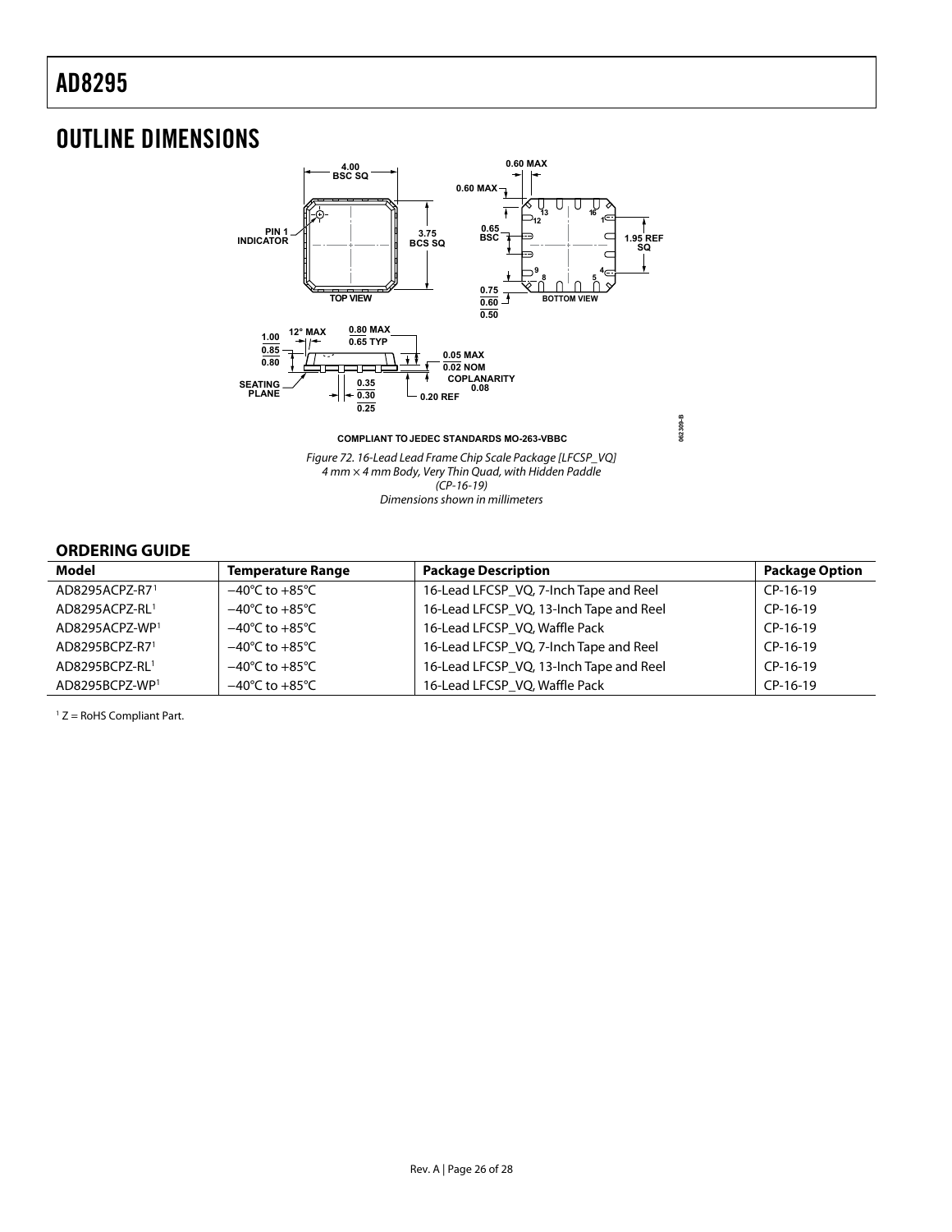# OUTLINE DIMENSIONS

4.00 BSC SQ

PIN 1 INDICATOR

3.75 BCS SQ

TOP VIEW

0.60 MAX

0.60 MAX

0.65 BSC

13 12 16 1 9 8 5 4

1.95 REF SQ

0.75
0.60
0.50

BOTTOM VIEW

1.00
0.85
0.80

12° MAX

0.80 MAX
0.65 TYP

0.05 MAX
0.02 NOM

COPLANARITY
0.08

SEATING PLANE

0.35
0.30
0.25

0.20 REF

COMPLIANT TO JEDEC STANDARDS MO-263-VBBC

062309-B

*Figure 72. 16-Lead Lead Frame Chip Scale Package [LFCSP_VQ]*
*4 mm × 4 mm Body, Very Thin Quad, with Hidden Paddle*
*(CP-16-19)*
*Dimensions shown in millimeters*

## ORDERING GUIDE

| Model | Temperature Range | Package Description | Package Option |
|---|---|---|---|
| AD8295ACPZ-R7[1] | −40°C to +85°C | 16-Lead LFCSP_VQ, 7-Inch Tape and Reel | CP-16-19 |
| AD8295ACPZ-RL[1] | −40°C to +85°C | 16-Lead LFCSP_VQ, 13-Inch Tape and Reel | CP-16-19 |
| AD8295ACPZ-WP[1] | −40°C to +85°C | 16-Lead LFCSP_VQ, Waffle Pack | CP-16-19 |
| AD8295BCPZ-R7[1] | −40°C to +85°C | 16-Lead LFCSP_VQ, 7-Inch Tape and Reel | CP-16-19 |
| AD8295BCPZ-RL[1] | −40°C to +85°C | 16-Lead LFCSP_VQ, 13-Inch Tape and Reel | CP-16-19 |
| AD8295BCPZ-WP[1] | −40°C to +85°C | 16-Lead LFCSP_VQ, Waffle Pack | CP-16-19 |

[1] Z = RoHS Compliant Part.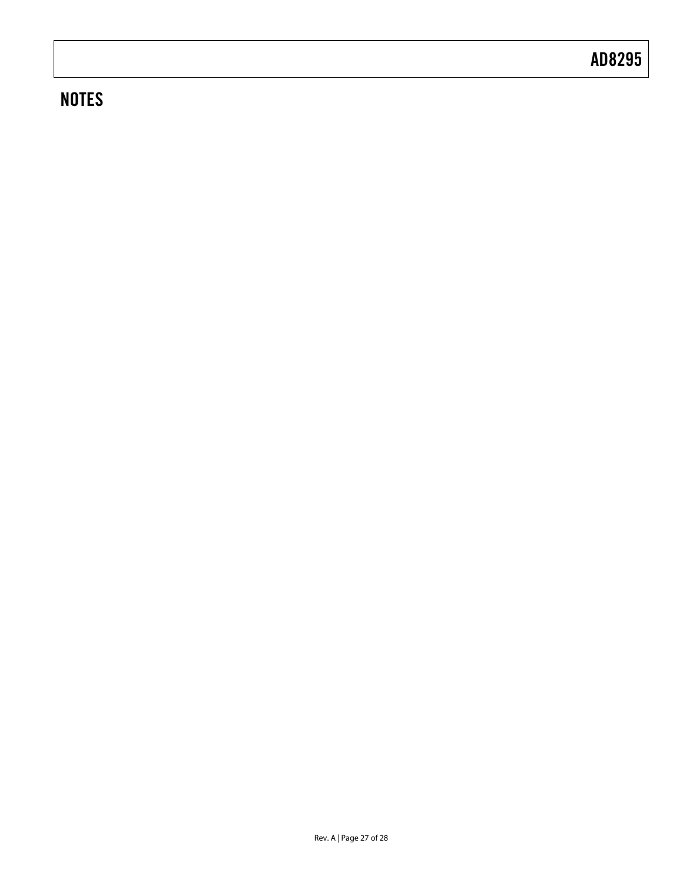## NOTES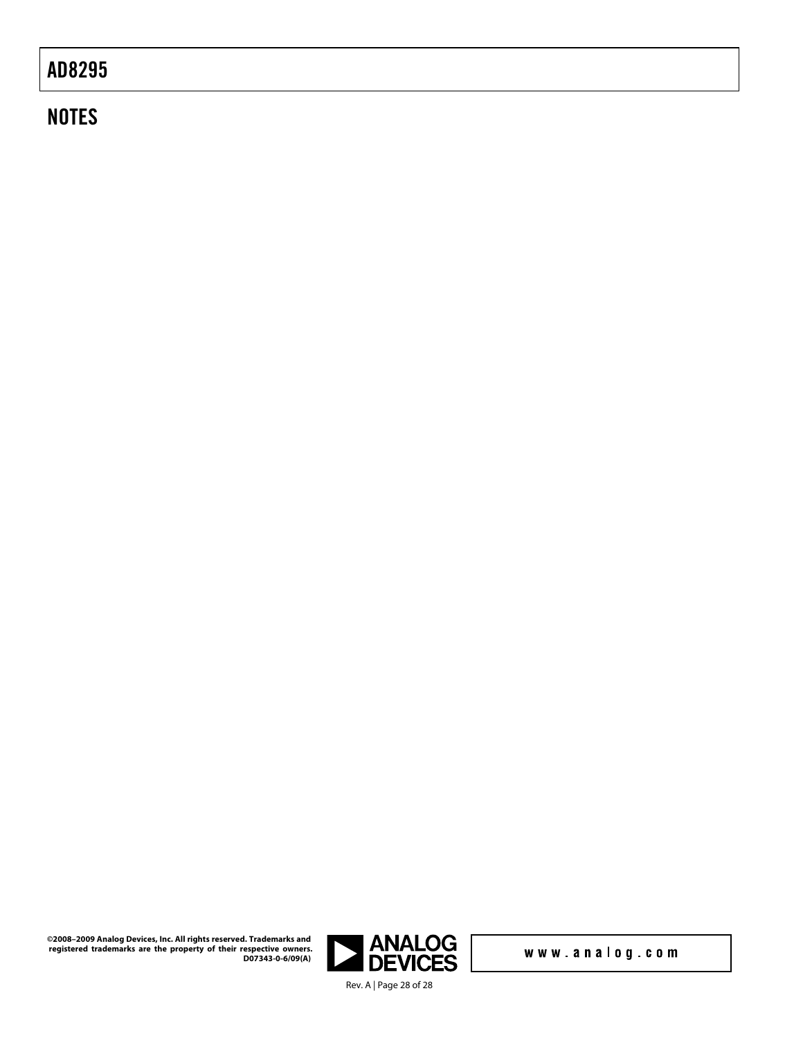## NOTES

©2008–2009 Analog Devices, Inc. All rights reserved. Trademarks and registered trademarks are the property of their respective owners.
D07343-0-6/09(A)

www.analog.com